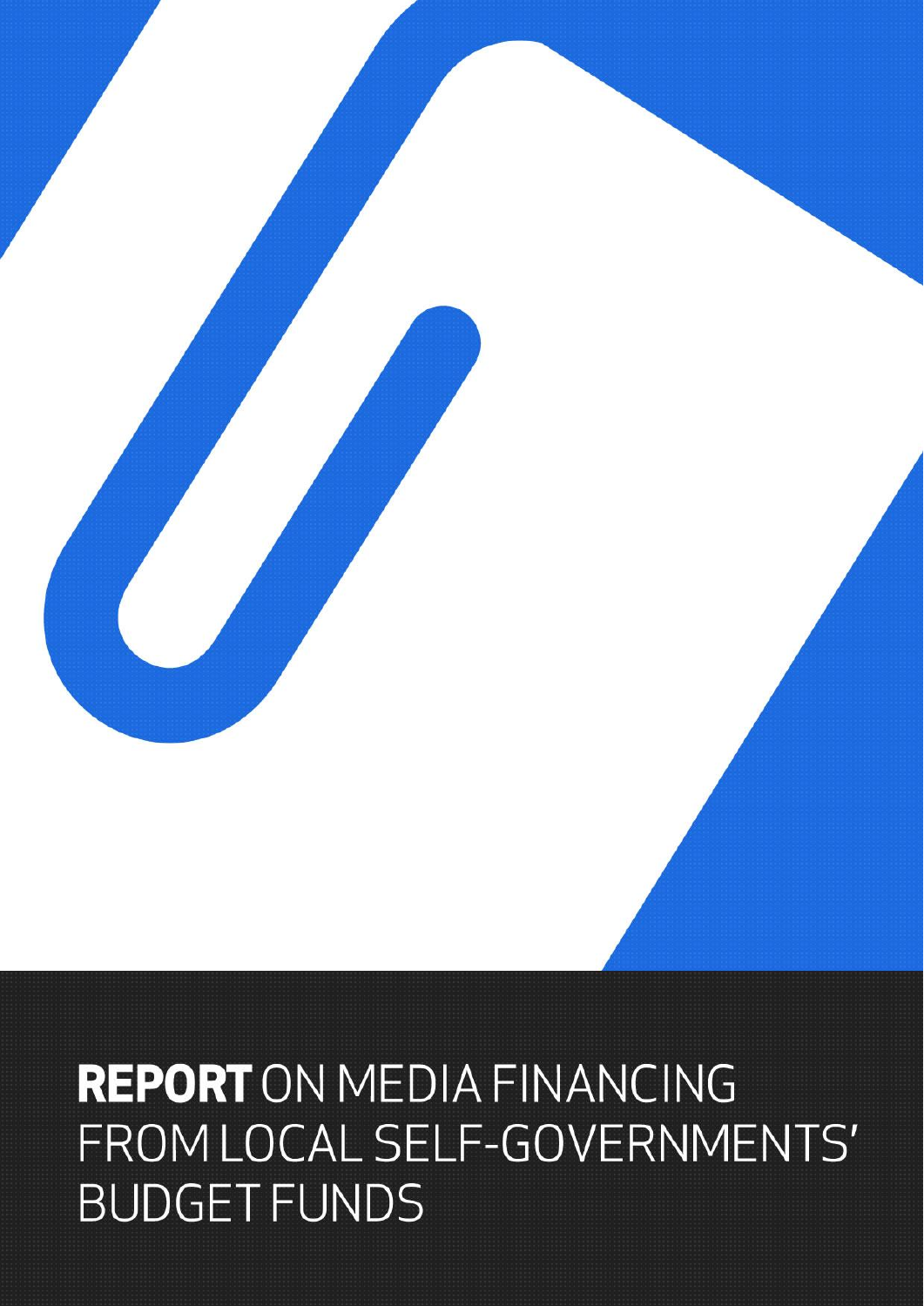# **REPORT** ON MEDIA FINANCING FROM LOCAL SELF-GOVERNMENTS' BUDGET FUNDS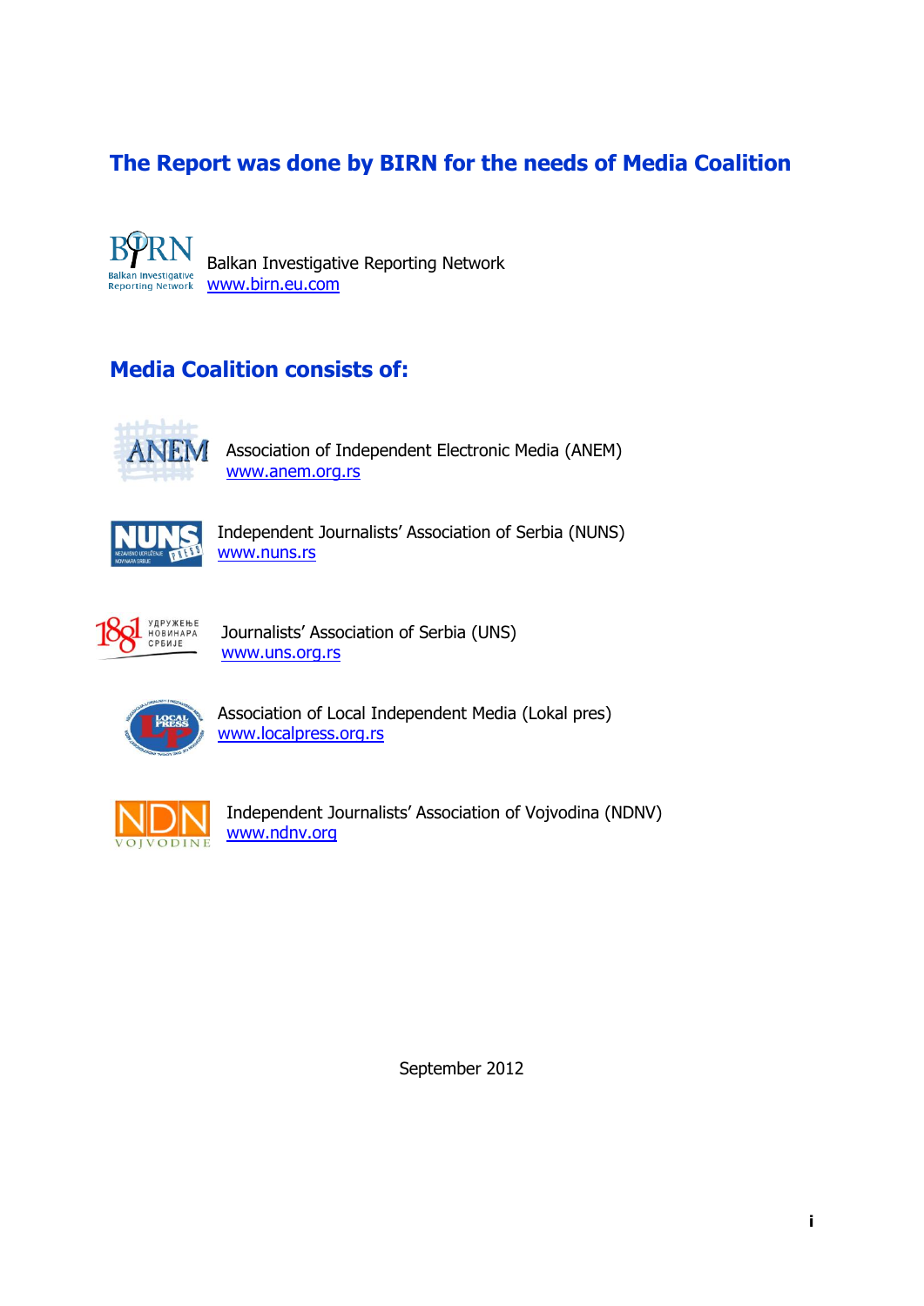## The Report was done by BIRN for the needs of Media Coalition

Balkan Investigative Reporting Network
www.birn.eu.com

## Media Coalition consists of:

Association of Independent Electronic Media (ANEM)
www.anem.org.rs

Independent Journalists' Association of Serbia (NUNS)
www.nuns.rs

Journalists' Association of Serbia (UNS)
www.uns.org.rs

Association of Local Independent Media (Lokal pres)
www.localpress.org.rs

Independent Journalists' Association of Vojvodina (NDNV)
www.ndnv.org

September 2012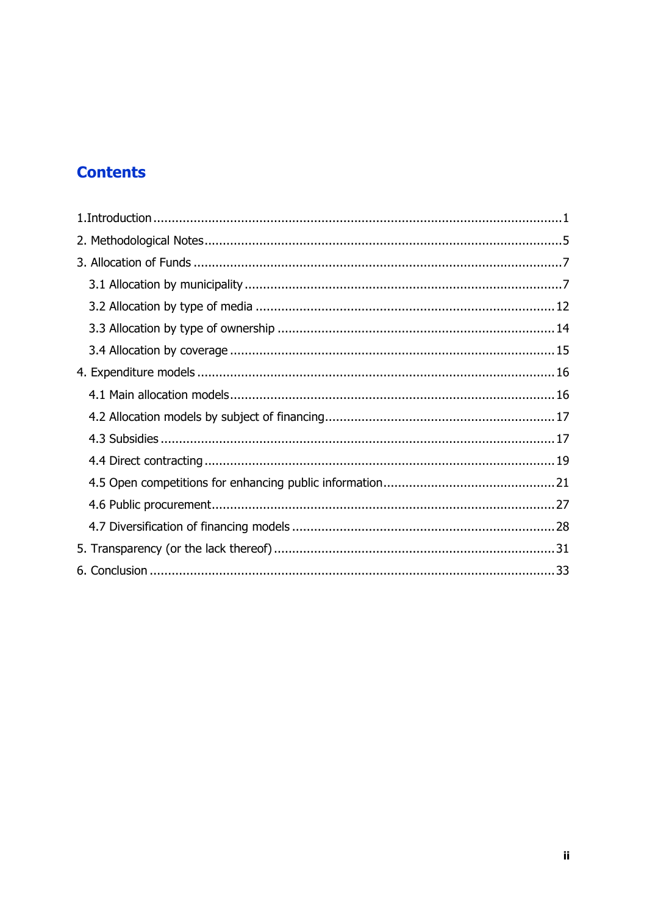## Contents

1.Introduction ........................................................ 1
2. Methodological Notes ........................................................ 5
3. Allocation of Funds ........................................................ 7
  3.1 Allocation by municipality ........................................................ 7
  3.2 Allocation by type of media ........................................................ 12
  3.3 Allocation by type of ownership ........................................................ 14
  3.4 Allocation by coverage ........................................................ 15
4. Expenditure models ........................................................ 16
  4.1 Main allocation models ........................................................ 16
  4.2 Allocation models by subject of financing ........................................................ 17
  4.3 Subsidies ........................................................ 17
  4.4 Direct contracting ........................................................ 19
  4.5 Open competitions for enhancing public information ........................................................ 21
  4.6 Public procurement ........................................................ 27
  4.7 Diversification of financing models ........................................................ 28
5. Transparency (or the lack thereof) ........................................................ 31
6. Conclusion ........................................................ 33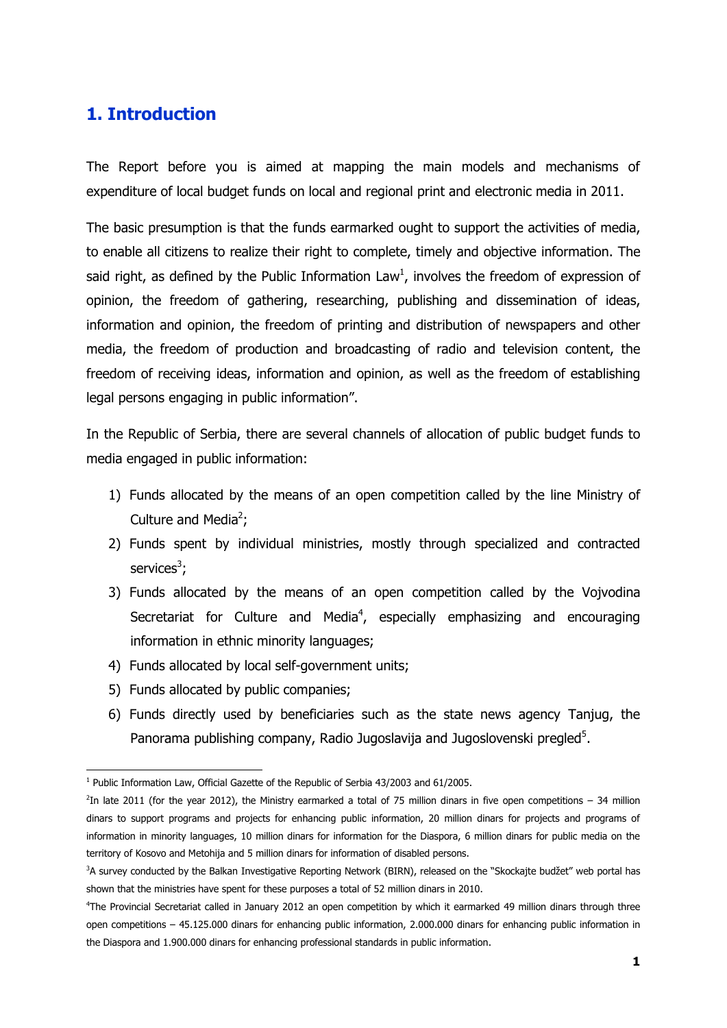# 1. Introduction

The Report before you is aimed at mapping the main models and mechanisms of expenditure of local budget funds on local and regional print and electronic media in 2011.

The basic presumption is that the funds earmarked ought to support the activities of media, to enable all citizens to realize their right to complete, timely and objective information. The said right, as defined by the Public Information Law[1], involves the freedom of expression of opinion, the freedom of gathering, researching, publishing and dissemination of ideas, information and opinion, the freedom of printing and distribution of newspapers and other media, the freedom of production and broadcasting of radio and television content, the freedom of receiving ideas, information and opinion, as well as the freedom of establishing legal persons engaging in public information".

In the Republic of Serbia, there are several channels of allocation of public budget funds to media engaged in public information:

1) Funds allocated by the means of an open competition called by the line Ministry of Culture and Media[2];
2) Funds spent by individual ministries, mostly through specialized and contracted services[3];
3) Funds allocated by the means of an open competition called by the Vojvodina Secretariat for Culture and Media[4], especially emphasizing and encouraging information in ethnic minority languages;
4) Funds allocated by local self-government units;
5) Funds allocated by public companies;
6) Funds directly used by beneficiaries such as the state news agency Tanjug, the Panorama publishing company, Radio Jugoslavija and Jugoslovenski pregled[5].

---

[1] Public Information Law, Official Gazette of the Republic of Serbia 43/2003 and 61/2005.

[2] In late 2011 (for the year 2012), the Ministry earmarked a total of 75 million dinars in five open competitions – 34 million dinars to support programs and projects for enhancing public information, 20 million dinars for projects and programs of information in minority languages, 10 million dinars for information for the Diaspora, 6 million dinars for public media on the territory of Kosovo and Metohija and 5 million dinars for information of disabled persons.

[3] A survey conducted by the Balkan Investigative Reporting Network (BIRN), released on the "Skockajte budžet" web portal has shown that the ministries have spent for these purposes a total of 52 million dinars in 2010.

[4] The Provincial Secretariat called in January 2012 an open competition by which it earmarked 49 million dinars through three open competitions – 45.125.000 dinars for enhancing public information, 2.000.000 dinars for enhancing public information in the Diaspora and 1.900.000 dinars for enhancing professional standards in public information.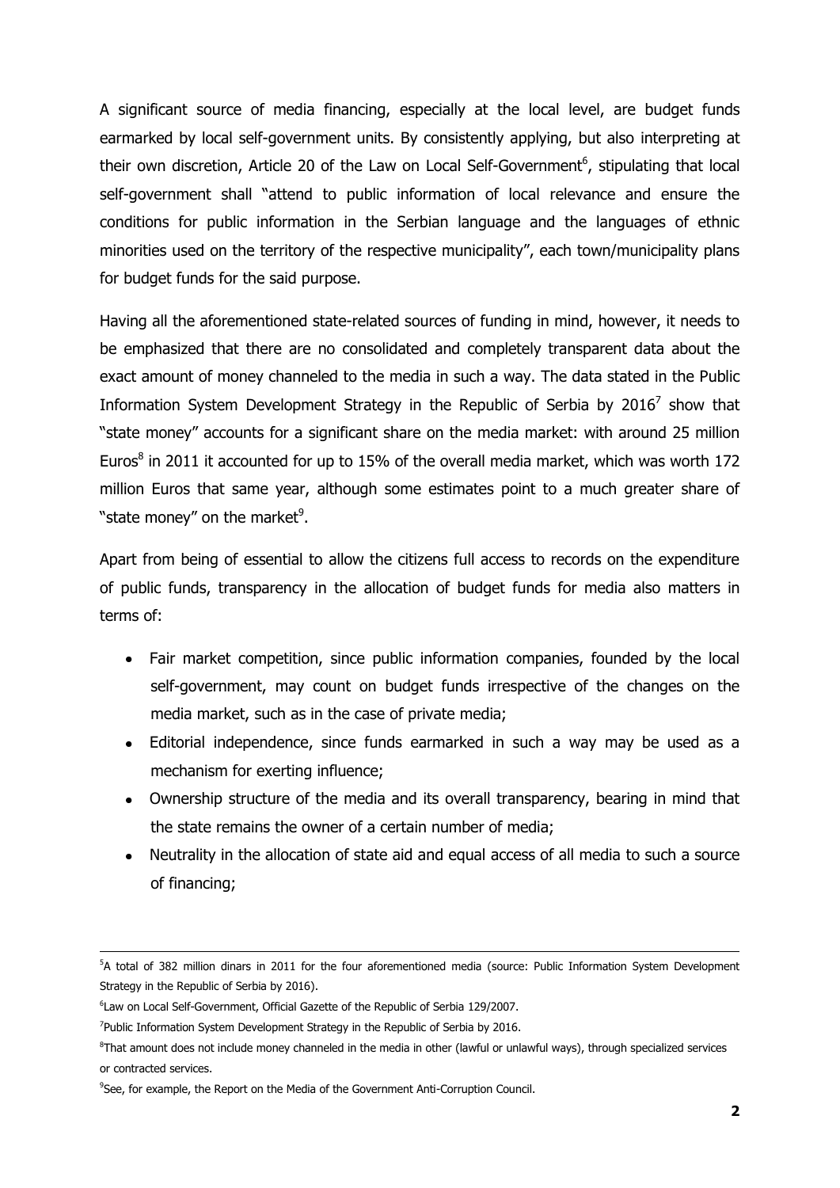A significant source of media financing, especially at the local level, are budget funds earmarked by local self-government units. By consistently applying, but also interpreting at their own discretion, Article 20 of the Law on Local Self-Government[6], stipulating that local self-government shall "attend to public information of local relevance and ensure the conditions for public information in the Serbian language and the languages of ethnic minorities used on the territory of the respective municipality", each town/municipality plans for budget funds for the said purpose.

Having all the aforementioned state-related sources of funding in mind, however, it needs to be emphasized that there are no consolidated and completely transparent data about the exact amount of money channeled to the media in such a way. The data stated in the Public Information System Development Strategy in the Republic of Serbia by 2016[7] show that "state money" accounts for a significant share on the media market: with around 25 million Euros[8] in 2011 it accounted for up to 15% of the overall media market, which was worth 172 million Euros that same year, although some estimates point to a much greater share of "state money" on the market[9].

Apart from being of essential to allow the citizens full access to records on the expenditure of public funds, transparency in the allocation of budget funds for media also matters in terms of:

- Fair market competition, since public information companies, founded by the local self-government, may count on budget funds irrespective of the changes on the media market, such as in the case of private media;
- Editorial independence, since funds earmarked in such a way may be used as a mechanism for exerting influence;
- Ownership structure of the media and its overall transparency, bearing in mind that the state remains the owner of a certain number of media;
- Neutrality in the allocation of state aid and equal access of all media to such a source of financing;

---

[5] A total of 382 million dinars in 2011 for the four aforementioned media (source: Public Information System Development Strategy in the Republic of Serbia by 2016).

[6] Law on Local Self-Government, Official Gazette of the Republic of Serbia 129/2007.

[7] Public Information System Development Strategy in the Republic of Serbia by 2016.

[8] That amount does not include money channeled in the media in other (lawful or unlawful ways), through specialized services or contracted services.

[9] See, for example, the Report on the Media of the Government Anti-Corruption Council.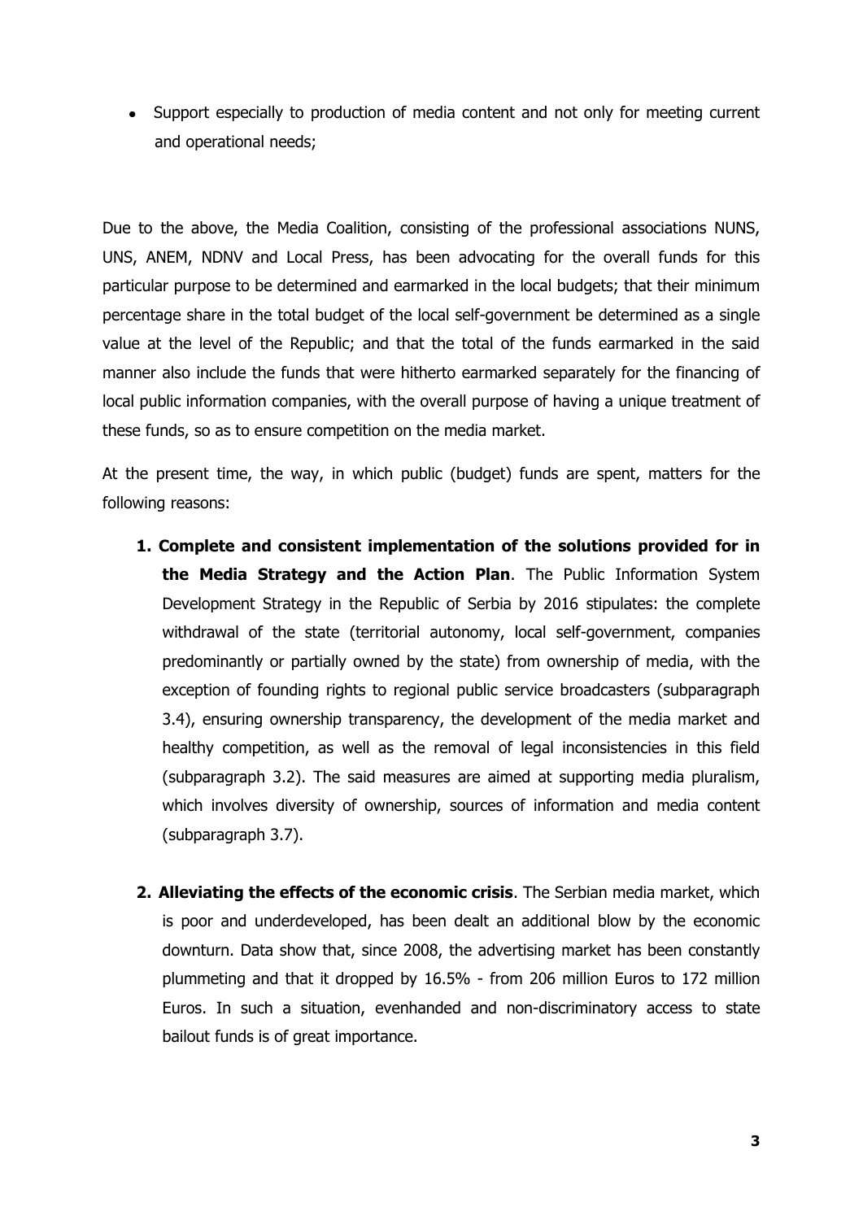- Support especially to production of media content and not only for meeting current and operational needs;

Due to the above, the Media Coalition, consisting of the professional associations NUNS, UNS, ANEM, NDNV and Local Press, has been advocating for the overall funds for this particular purpose to be determined and earmarked in the local budgets; that their minimum percentage share in the total budget of the local self-government be determined as a single value at the level of the Republic; and that the total of the funds earmarked in the said manner also include the funds that were hitherto earmarked separately for the financing of local public information companies, with the overall purpose of having a unique treatment of these funds, so as to ensure competition on the media market.

At the present time, the way, in which public (budget) funds are spent, matters for the following reasons:

1. **Complete and consistent implementation of the solutions provided for in the Media Strategy and the Action Plan**. The Public Information System Development Strategy in the Republic of Serbia by 2016 stipulates: the complete withdrawal of the state (territorial autonomy, local self-government, companies predominantly or partially owned by the state) from ownership of media, with the exception of founding rights to regional public service broadcasters (subparagraph 3.4), ensuring ownership transparency, the development of the media market and healthy competition, as well as the removal of legal inconsistencies in this field (subparagraph 3.2). The said measures are aimed at supporting media pluralism, which involves diversity of ownership, sources of information and media content (subparagraph 3.7).

2. **Alleviating the effects of the economic crisis**. The Serbian media market, which is poor and underdeveloped, has been dealt an additional blow by the economic downturn. Data show that, since 2008, the advertising market has been constantly plummeting and that it dropped by 16.5% - from 206 million Euros to 172 million Euros. In such a situation, evenhanded and non-discriminatory access to state bailout funds is of great importance.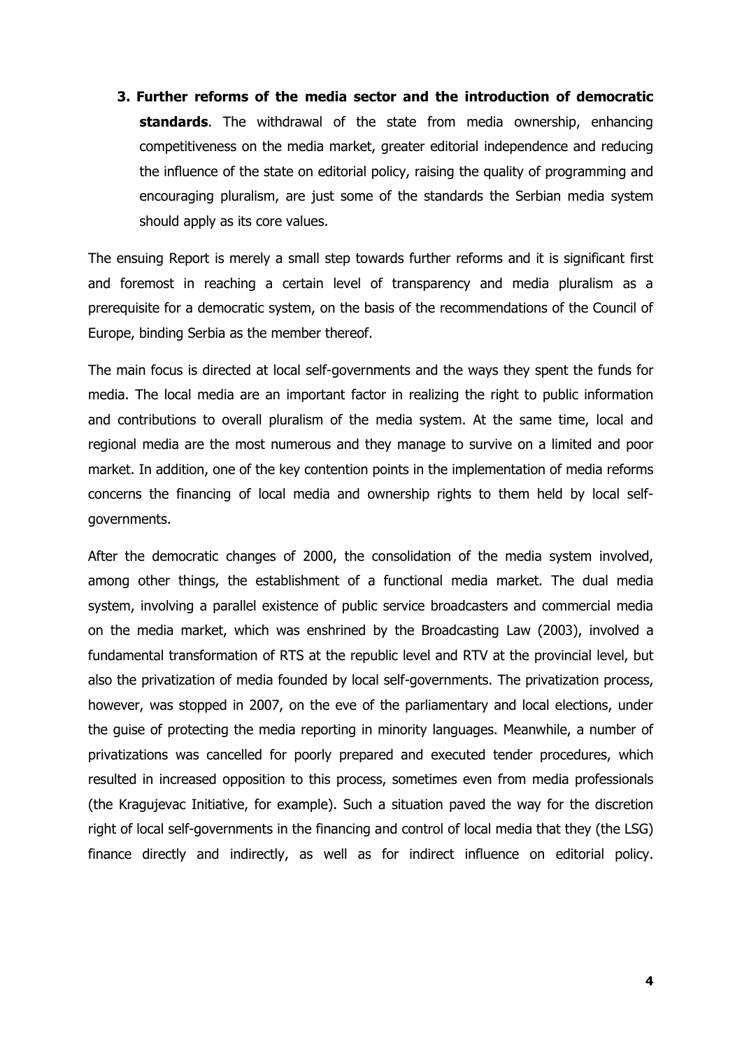3. **Further reforms of the media sector and the introduction of democratic standards**. The withdrawal of the state from media ownership, enhancing competitiveness on the media market, greater editorial independence and reducing the influence of the state on editorial policy, raising the quality of programming and encouraging pluralism, are just some of the standards the Serbian media system should apply as its core values.

The ensuing Report is merely a small step towards further reforms and it is significant first and foremost in reaching a certain level of transparency and media pluralism as a prerequisite for a democratic system, on the basis of the recommendations of the Council of Europe, binding Serbia as the member thereof.

The main focus is directed at local self-governments and the ways they spent the funds for media. The local media are an important factor in realizing the right to public information and contributions to overall pluralism of the media system. At the same time, local and regional media are the most numerous and they manage to survive on a limited and poor market. In addition, one of the key contention points in the implementation of media reforms concerns the financing of local media and ownership rights to them held by local self-governments.

After the democratic changes of 2000, the consolidation of the media system involved, among other things, the establishment of a functional media market. The dual media system, involving a parallel existence of public service broadcasters and commercial media on the media market, which was enshrined by the Broadcasting Law (2003), involved a fundamental transformation of RTS at the republic level and RTV at the provincial level, but also the privatization of media founded by local self-governments. The privatization process, however, was stopped in 2007, on the eve of the parliamentary and local elections, under the guise of protecting the media reporting in minority languages. Meanwhile, a number of privatizations was cancelled for poorly prepared and executed tender procedures, which resulted in increased opposition to this process, sometimes even from media professionals (the Kragujevac Initiative, for example). Such a situation paved the way for the discretion right of local self-governments in the financing and control of local media that they (the LSG) finance directly and indirectly, as well as for indirect influence on editorial policy.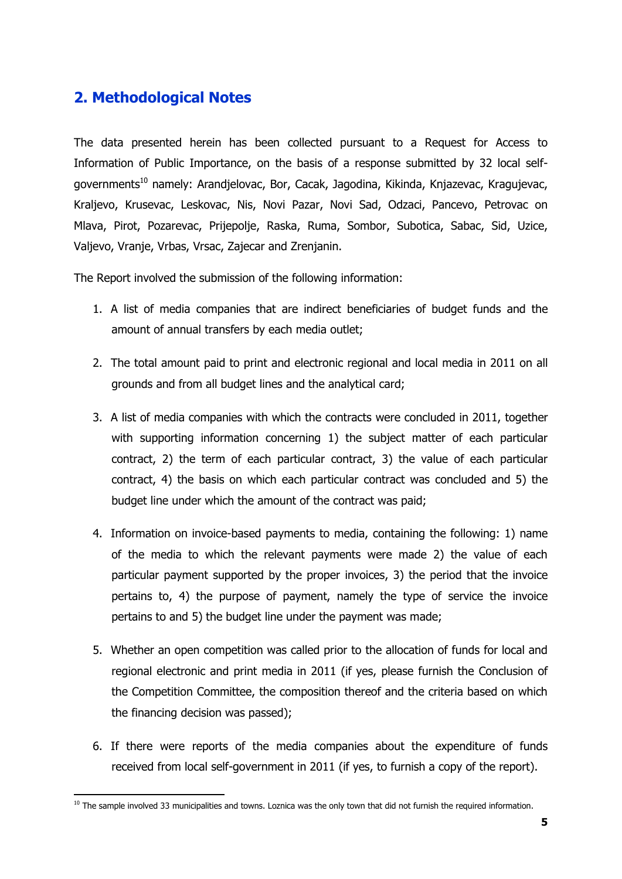## 2. Methodological Notes

The data presented herein has been collected pursuant to a Request for Access to Information of Public Importance, on the basis of a response submitted by 32 local self-governments[10] namely: Arandjelovac, Bor, Cacak, Jagodina, Kikinda, Knjazevac, Kragujevac, Kraljevo, Krusevac, Leskovac, Nis, Novi Pazar, Novi Sad, Odzaci, Pancevo, Petrovac on Mlava, Pirot, Pozarevac, Prijepolje, Raska, Ruma, Sombor, Subotica, Sabac, Sid, Uzice, Valjevo, Vranje, Vrbas, Vrsac, Zajecar and Zrenjanin.

The Report involved the submission of the following information:

1. A list of media companies that are indirect beneficiaries of budget funds and the amount of annual transfers by each media outlet;
2. The total amount paid to print and electronic regional and local media in 2011 on all grounds and from all budget lines and the analytical card;
3. A list of media companies with which the contracts were concluded in 2011, together with supporting information concerning 1) the subject matter of each particular contract, 2) the term of each particular contract, 3) the value of each particular contract, 4) the basis on which each particular contract was concluded and 5) the budget line under which the amount of the contract was paid;
4. Information on invoice-based payments to media, containing the following: 1) name of the media to which the relevant payments were made 2) the value of each particular payment supported by the proper invoices, 3) the period that the invoice pertains to, 4) the purpose of payment, namely the type of service the invoice pertains to and 5) the budget line under the payment was made;
5. Whether an open competition was called prior to the allocation of funds for local and regional electronic and print media in 2011 (if yes, please furnish the Conclusion of the Competition Committee, the composition thereof and the criteria based on which the financing decision was passed);
6. If there were reports of the media companies about the expenditure of funds received from local self-government in 2011 (if yes, to furnish a copy of the report).

[10] The sample involved 33 municipalities and towns. Loznica was the only town that did not furnish the required information.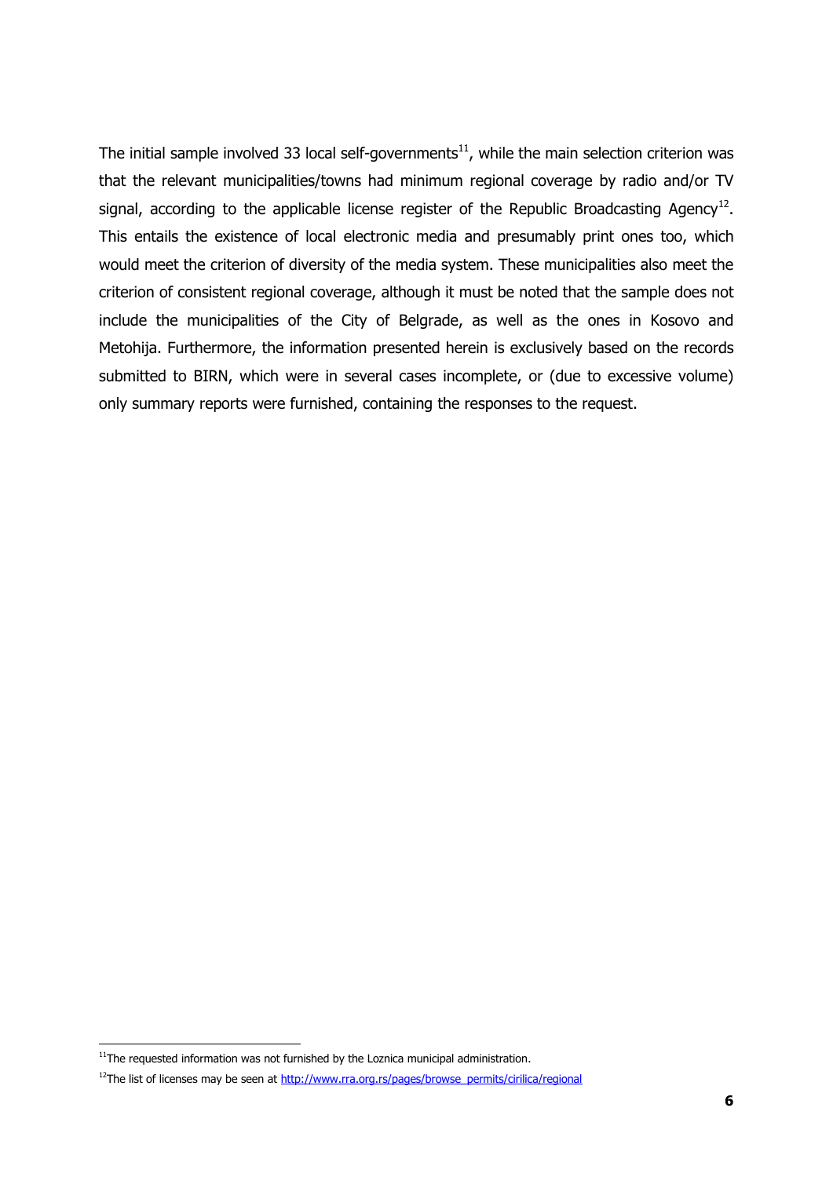The initial sample involved 33 local self-governments[11], while the main selection criterion was that the relevant municipalities/towns had minimum regional coverage by radio and/or TV signal, according to the applicable license register of the Republic Broadcasting Agency[12]. This entails the existence of local electronic media and presumably print ones too, which would meet the criterion of diversity of the media system. These municipalities also meet the criterion of consistent regional coverage, although it must be noted that the sample does not include the municipalities of the City of Belgrade, as well as the ones in Kosovo and Metohija. Furthermore, the information presented herein is exclusively based on the records submitted to BIRN, which were in several cases incomplete, or (due to excessive volume) only summary reports were furnished, containing the responses to the request.

---

[11] The requested information was not furnished by the Loznica municipal administration.

[12] The list of licenses may be seen at http://www.rra.org.rs/pages/browse_permits/cirilica/regional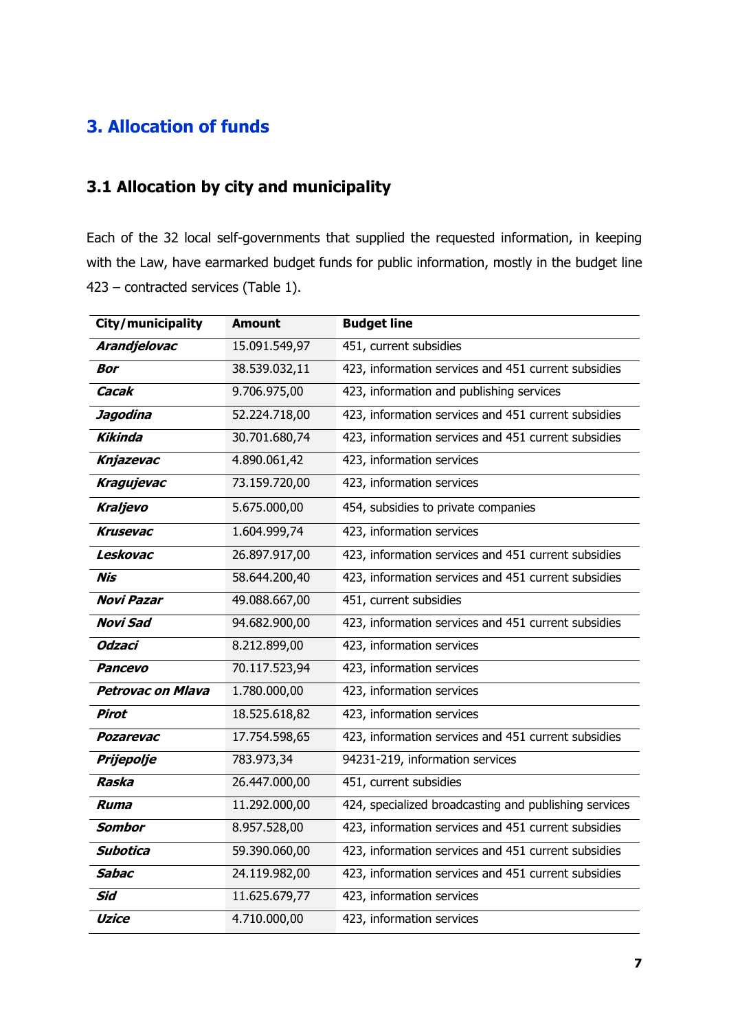# 3. Allocation of funds

## 3.1 Allocation by city and municipality

Each of the 32 local self-governments that supplied the requested information, in keeping with the Law, have earmarked budget funds for public information, mostly in the budget line 423 – contracted services (Table 1).

| City/municipality | Amount | Budget line |
|---|---|---|
| ***Arandjelovac*** | 15.091.549,97 | 451, current subsidies |
| ***Bor*** | 38.539.032,11 | 423, information services and 451 current subsidies |
| ***Cacak*** | 9.706.975,00 | 423, information and publishing services |
| ***Jagodina*** | 52.224.718,00 | 423, information services and 451 current subsidies |
| ***Kikinda*** | 30.701.680,74 | 423, information services and 451 current subsidies |
| ***Knjazevac*** | 4.890.061,42 | 423, information services |
| ***Kragujevac*** | 73.159.720,00 | 423, information services |
| ***Kraljevo*** | 5.675.000,00 | 454, subsidies to private companies |
| ***Krusevac*** | 1.604.999,74 | 423, information services |
| ***Leskovac*** | 26.897.917,00 | 423, information services and 451 current subsidies |
| ***Nis*** | 58.644.200,40 | 423, information services and 451 current subsidies |
| ***Novi Pazar*** | 49.088.667,00 | 451, current subsidies |
| ***Novi Sad*** | 94.682.900,00 | 423, information services and 451 current subsidies |
| ***Odzaci*** | 8.212.899,00 | 423, information services |
| ***Pancevo*** | 70.117.523,94 | 423, information services |
| ***Petrovac on Mlava*** | 1.780.000,00 | 423, information services |
| ***Pirot*** | 18.525.618,82 | 423, information services |
| ***Pozarevac*** | 17.754.598,65 | 423, information services and 451 current subsidies |
| ***Prijepolje*** | 783.973,34 | 94231-219, information services |
| ***Raska*** | 26.447.000,00 | 451, current subsidies |
| ***Ruma*** | 11.292.000,00 | 424, specialized broadcasting and publishing services |
| ***Sombor*** | 8.957.528,00 | 423, information services and 451 current subsidies |
| ***Subotica*** | 59.390.060,00 | 423, information services and 451 current subsidies |
| ***Sabac*** | 24.119.982,00 | 423, information services and 451 current subsidies |
| ***Sid*** | 11.625.679,77 | 423, information services |
| ***Uzice*** | 4.710.000,00 | 423, information services |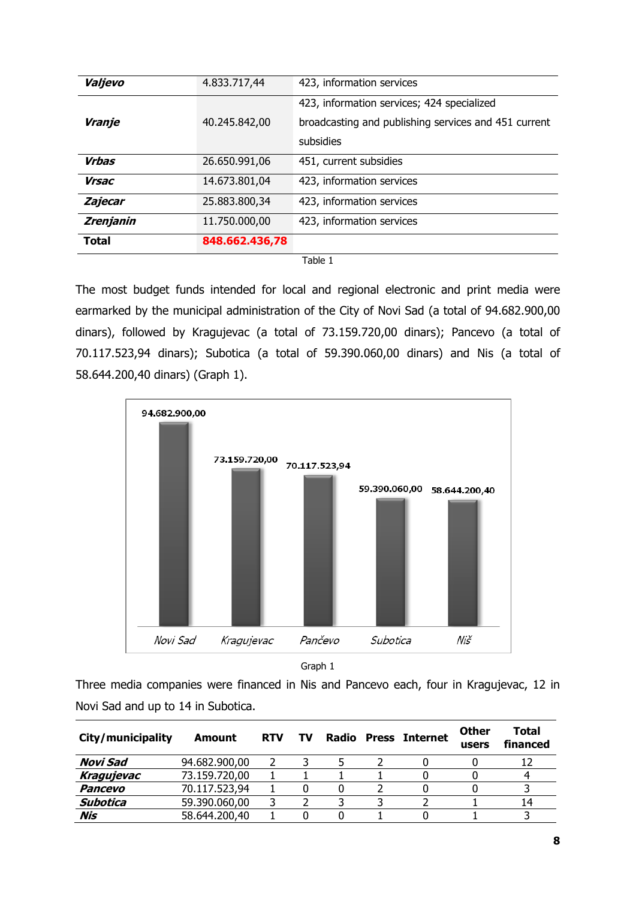| Valjevo | 4.833.717,44 | 423, information services |
|---|---|---|
| ***Vranje*** | 40.245.842,00 | 423, information services; 424 specialized broadcasting and publishing services and 451 current subsidies |
| ***Vrbas*** | 26.650.991,06 | 451, current subsidies |
| ***Vrsac*** | 14.673.801,04 | 423, information services |
| ***Zajecar*** | 25.883.800,34 | 423, information services |
| ***Zrenjanin*** | 11.750.000,00 | 423, information services |
| **Total** | **848.662.436,78** | |

Table 1

The most budget funds intended for local and regional electronic and print media were earmarked by the municipal administration of the City of Novi Sad (a total of 94.682.900,00 dinars), followed by Kragujevac (a total of 73.159.720,00 dinars); Pancevo (a total of 70.117.523,94 dinars); Subotica (a total of 59.390.060,00 dinars) and Nis (a total of 58.644.200,40 dinars) (Graph 1).

Graph 1

Three media companies were financed in Nis and Pancevo each, four in Kragujevac, 12 in Novi Sad and up to 14 in Subotica.

| City/municipality | Amount | RTV | TV | Radio | Press | Internet | Other users | Total financed |
|---|---|---|---|---|---|---|---|---|
| ***Novi Sad*** | 94.682.900,00 | 2 | 3 | 5 | 2 | 0 | 0 | 12 |
| ***Kragujevac*** | 73.159.720,00 | 1 | 1 | 1 | 1 | 0 | 0 | 4 |
| ***Pancevo*** | 70.117.523,94 | 1 | 0 | 0 | 2 | 0 | 0 | 3 |
| ***Subotica*** | 59.390.060,00 | 3 | 2 | 3 | 3 | 2 | 1 | 14 |
| ***Nis*** | 58.644.200,40 | 1 | 0 | 0 | 1 | 0 | 1 | 3 |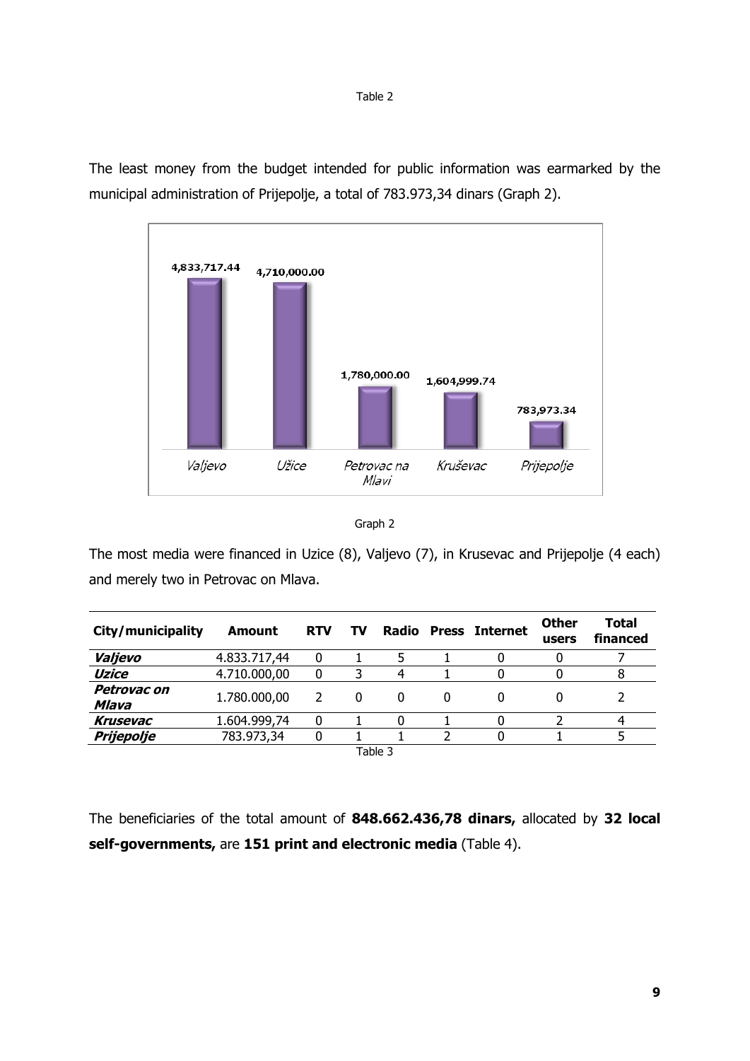Table 2

The least money from the budget intended for public information was earmarked by the municipal administration of Prijepolje, a total of 783.973,34 dinars (Graph 2).

Graph 2

The most media were financed in Uzice (8), Valjevo (7), in Krusevac and Prijepolje (4 each) and merely two in Petrovac on Mlava.

| City/municipality | Amount | RTV | TV | Radio | Press | Internet | Other users | Total financed |
|---|---|---|---|---|---|---|---|---|
| ***Valjevo*** | 4.833.717,44 | 0 | 1 | 5 | 1 | 0 | 0 | 7 |
| ***Uzice*** | 4.710.000,00 | 0 | 3 | 4 | 1 | 0 | 0 | 8 |
| ***Petrovac on Mlava*** | 1.780.000,00 | 2 | 0 | 0 | 0 | 0 | 0 | 2 |
| ***Krusevac*** | 1.604.999,74 | 0 | 1 | 0 | 1 | 0 | 2 | 4 |
| ***Prijepolje*** | 783.973,34 | 0 | 1 | 1 | 2 | 0 | 1 | 5 |

Table 3

The beneficiaries of the total amount of **848.662.436,78 dinars,** allocated by **32 local self-governments,** are **151 print and electronic media** (Table 4).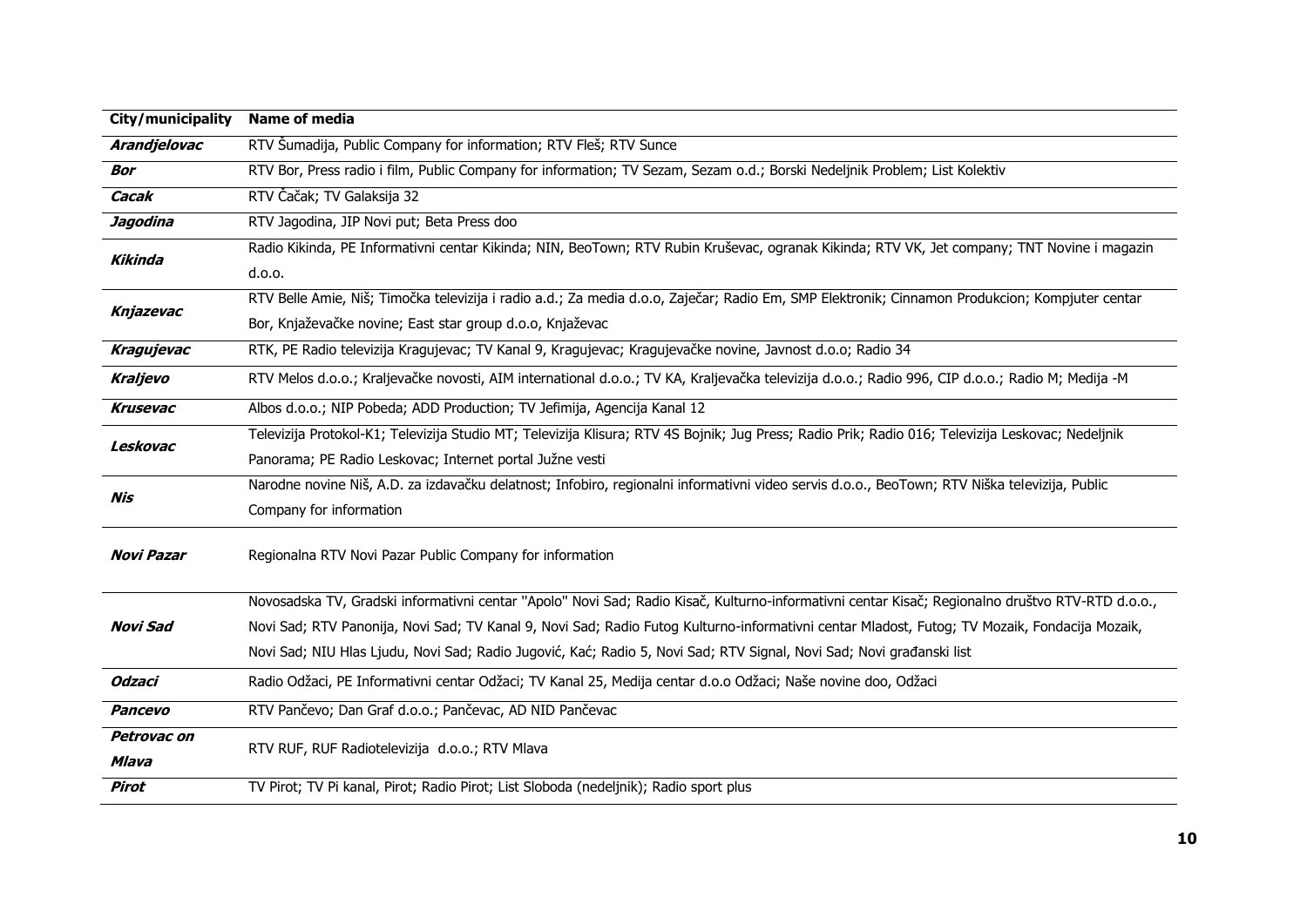| City/municipality | Name of media |
|---|---|
| ***Arandjelovac*** | RTV Šumadija, Public Company for information; RTV Fleš; RTV Sunce |
| ***Bor*** | RTV Bor, Press radio i film, Public Company for information; TV Sezam, Sezam o.d.; Borski Nedeljnik Problem; List Kolektiv |
| ***Cacak*** | RTV Čačak; TV Galaksija 32 |
| ***Jagodina*** | RTV Jagodina, JIP Novi put; Beta Press doo |
| ***Kikinda*** | Radio Kikinda, PE Informativni centar Kikinda; NIN, BeoTown; RTV Rubin Kruševac, ogranak Kikinda; RTV VK, Jet company; TNT Novine i magazin d.o.o. |
| ***Knjazevac*** | RTV Belle Amie, Niš; Timočka televizija i radio a.d.; Za media d.o.o, Zaječar; Radio Em, SMP Elektronik; Cinnamon Produkcion; Kompjuter centar Bor, Knjaževačke novine; East star group d.o.o, Knjaževac |
| ***Kragujevac*** | RTK, PE Radio televizija Kragujevac; TV Kanal 9, Kragujevac; Kragujevačke novine, Javnost d.o.o; Radio 34 |
| ***Kraljevo*** | RTV Melos d.o.o.; Kraljevačke novosti, AIM international d.o.o.; TV KA, Kraljevačka televizija d.o.o.; Radio 996, CIP d.o.o.; Radio M; Medija -M |
| ***Krusevac*** | Albos d.o.o.; NIP Pobeda; ADD Production; TV Jefimija, Agencija Kanal 12 |
| ***Leskovac*** | Televizija Protokol-K1; Televizija Studio MT; Televizija Klisura; RTV 4S Bojnik; Jug Press; Radio Prik; Radio 016; Televizija Leskovac; Nedeljnik Panorama; PE Radio Leskovac; Internet portal Južne vesti |
| ***Nis*** | Narodne novine Niš, A.D. za izdavačku delatnost; Infobiro, regionalni informativni video servis d.o.o., BeoTown; RTV Niška televizija, Public Company for information |
| ***Novi Pazar*** | Regionalna RTV Novi Pazar Public Company for information |
| ***Novi Sad*** | Novosadska TV, Gradski informativni centar "Apolo" Novi Sad; Radio Kisač, Kulturno-informativni centar Kisač; Regionalno društvo RTV-RTD d.o.o., Novi Sad; RTV Panonija, Novi Sad; TV Kanal 9, Novi Sad; Radio Futog Kulturno-informativni centar Mladost, Futog; TV Mozaik, Fondacija Mozaik, Novi Sad; NIU Hlas Ljudu, Novi Sad; Radio Jugović, Kać; Radio 5, Novi Sad; RTV Signal, Novi Sad; Novi građanski list |
| ***Odzaci*** | Radio Odžaci, PE Informativni centar Odžaci; TV Kanal 25, Medija centar d.o.o Odžaci; Naše novine doo, Odžaci |
| ***Pancevo*** | RTV Pančevo; Dan Graf d.o.o.; Pančevac, AD NID Pančevac |
| ***Petrovac on Mlava*** | RTV RUF, RUF Radiotelevizija d.o.o.; RTV Mlava |
| ***Pirot*** | TV Pirot; TV Pi kanal, Pirot; Radio Pirot; List Sloboda (nedeljnik); Radio sport plus |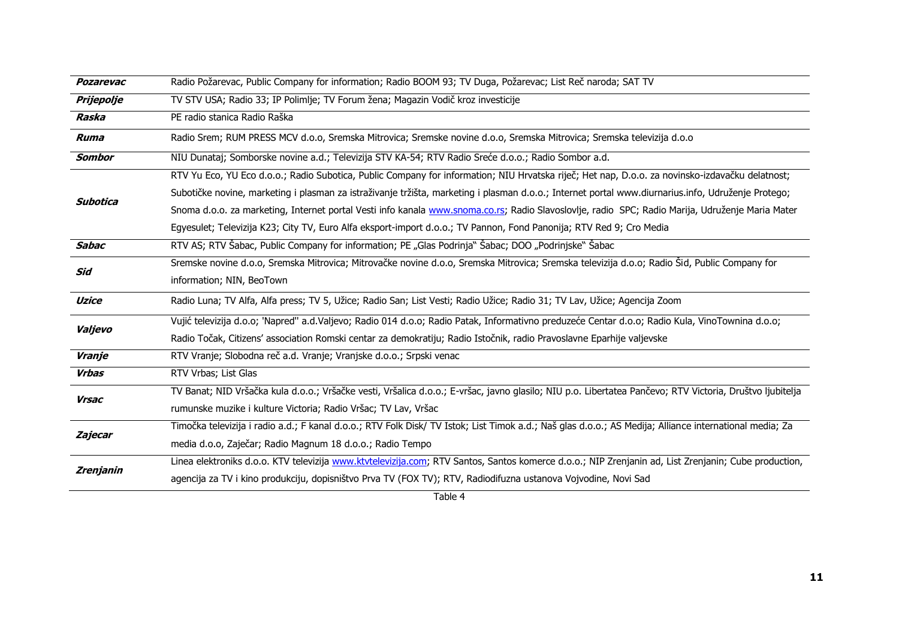| | |
|---|---|
| ***Pozarevac*** | Radio Požarevac, Public Company for information; Radio BOOM 93; TV Duga, Požarevac; List Reč naroda; SAT TV |
| ***Prijepolje*** | TV STV USA; Radio 33; IP Polimlje; TV Forum žena; Magazin Vodič kroz investicije |
| ***Raska*** | PE radio stanica Radio Raška |
| ***Ruma*** | Radio Srem; RUM PRESS MCV d.o.o, Sremska Mitrovica; Sremske novine d.o.o, Sremska Mitrovica; Sremska televizija d.o.o |
| ***Sombor*** | NIU Dunataj; Somborske novine a.d.; Televizija STV KA-54; RTV Radio Sreće d.o.o.; Radio Sombor a.d. |
| ***Subotica*** | RTV Yu Eco, YU Eco d.o.o.; Radio Subotica, Public Company for information; NIU Hrvatska riječ; Het nap, D.o.o. za novinsko-izdavačku delatnost; Subotičke novine, marketing i plasman za istraživanje tržišta, marketing i plasman d.o.o.; Internet portal www.diurnarius.info, Udruženje Protego; Snoma d.o.o. za marketing, Internet portal Vesti info kanala www.snoma.co.rs; Radio Slavoslovlje, radio SPC; Radio Marija, Udruženje Maria Mater Egyesulet; Televizija K23; City TV, Euro Alfa eksport-import d.o.o.; TV Pannon, Fond Panonija; RTV Red 9; Cro Media |
| ***Sabac*** | RTV AS; RTV Šabac, Public Company for information; PE „Glas Podrinja" Šabac; DOO „Podrinjske" Šabac |
| ***Sid*** | Sremske novine d.o.o, Sremska Mitrovica; Mitrovačke novine d.o.o, Sremska Mitrovica; Sremska televizija d.o.o; Radio Šid, Public Company for information; NIN, BeoTown |
| ***Uzice*** | Radio Luna; TV Alfa, Alfa press; TV 5, Užice; Radio San; List Vesti; Radio Užice; Radio 31; TV Lav, Užice; Agencija Zoom |
| ***Valjevo*** | Vujić televizija d.o.o; 'Napred'' a.d.Valjevo; Radio 014 d.o.o; Radio Patak, Informativno preduzeće Centar d.o.o; Radio Kula, VinoTownina d.o.o; Radio Točak, Citizens' association Romski centar za demokratiju; Radio Istočnik, radio Pravoslavne Eparhije valjevske |
| ***Vranje*** | RTV Vranje; Slobodna reč a.d. Vranje; Vranjske d.o.o.; Srpski venac |
| ***Vrbas*** | RTV Vrbas; List Glas |
| ***Vrsac*** | TV Banat; NID Vršačka kula d.o.o.; Vršačke vesti, Vršalica d.o.o.; E-vršac, javno glasilo; NIU p.o. Libertatea Pančevo; RTV Victoria, Društvo ljubitelja rumunske muzike i kulture Victoria; Radio Vršac; TV Lav, Vršac |
| ***Zajecar*** | Timočka televizija i radio a.d.; F kanal d.o.o.; RTV Folk Disk/ TV Istok; List Timok a.d.; Naš glas d.o.o.; AS Medija; Alliance international media; Za media d.o.o, Zaječar; Radio Magnum 18 d.o.o.; Radio Tempo |
| ***Zrenjanin*** | Linea elektroniks d.o.o. KTV televizija www.ktvtelevizija.com; RTV Santos, Santos komerce d.o.o.; NIP Zrenjanin ad, List Zrenjanin; Cube production, agencija za TV i kino produkciju, dopisništvo Prva TV (FOX TV); RTV, Radiodifuzna ustanova Vojvodine, Novi Sad |

Table 4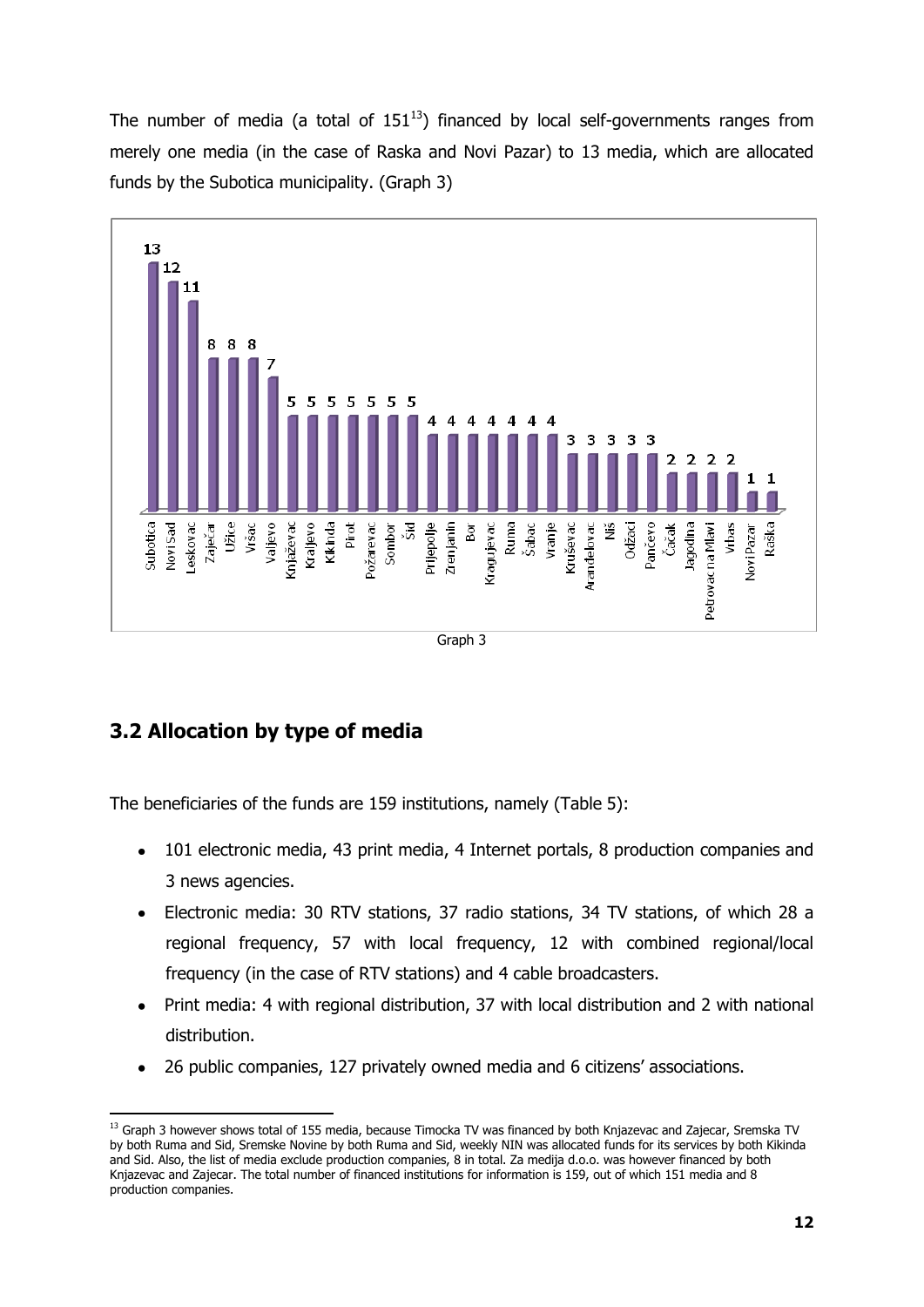The number of media (a total of 151[13]) financed by local self-governments ranges from merely one media (in the case of Raska and Novi Pazar) to 13 media, which are allocated funds by the Subotica municipality. (Graph 3)

| Municipality | Number of media |
|---|---|
| Subotica | 13 |
| Novi Sad | 12 |
| Leskovac | 11 |
| Zaječar | 8 |
| Užice | 8 |
| Vršac | 8 |
| Valjevo | 7 |
| Knjaževac | 5 |
| Kraljevo | 5 |
| Kikinda | 5 |
| Pirot | 5 |
| Požarevac | 5 |
| Sombor | 5 |
| Šid | 5 |
| Prijepolje | 4 |
| Zrenjanin | 4 |
| Bor | 4 |
| Kragujevac | 4 |
| Ruma | 4 |
| Šabac | 4 |
| Vranje | 4 |
| Kruševac | 3 |
| Aranđelovac | 3 |
| Niš | 3 |
| Odžaci | 3 |
| Pančevo | 3 |
| Čačak | 2 |
| Jagodina | 2 |
| Petrovac na Mlavi | 2 |
| Vrbas | 2 |
| Novi Pazar | 1 |
| Raška | 1 |

Graph 3

## 3.2 Allocation by type of media

The beneficiaries of the funds are 159 institutions, namely (Table 5):

- 101 electronic media, 43 print media, 4 Internet portals, 8 production companies and 3 news agencies.
- Electronic media: 30 RTV stations, 37 radio stations, 34 TV stations, of which 28 a regional frequency, 57 with local frequency, 12 with combined regional/local frequency (in the case of RTV stations) and 4 cable broadcasters.
- Print media: 4 with regional distribution, 37 with local distribution and 2 with national distribution.
- 26 public companies, 127 privately owned media and 6 citizens' associations.

[13] Graph 3 however shows total of 155 media, because Timocka TV was financed by both Knjazevac and Zajecar, Sremska TV by both Ruma and Sid, Sremske Novine by both Ruma and Sid, weekly NIN was allocated funds for its services by both Kikinda and Sid. Also, the list of media exclude production companies, 8 in total. Za medija d.o.o. was however financed by both Knjazevac and Zajecar. The total number of financed institutions for information is 159, out of which 151 media and 8 production companies.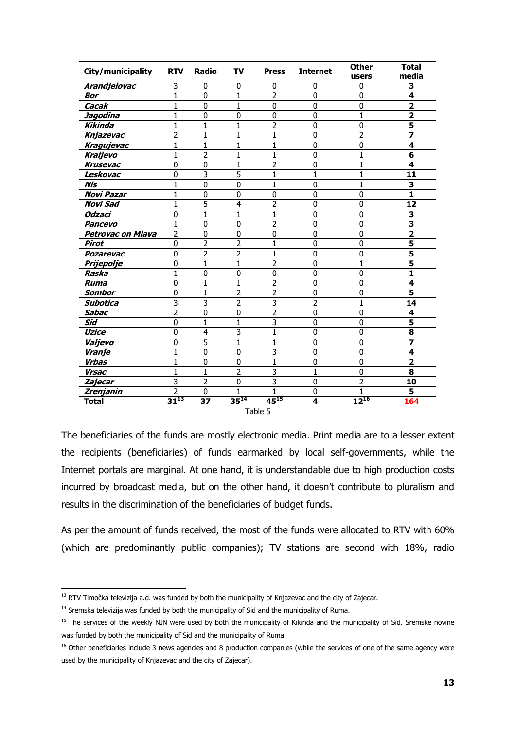| City/municipality | RTV | Radio | TV | Press | Internet | Other users | Total media |
|---|---|---|---|---|---|---|---|
| ***Arandjelovac*** | 3 | 0 | 0 | 0 | 0 | 0 | **3** |
| ***Bor*** | 1 | 0 | 1 | 2 | 0 | 0 | **4** |
| ***Cacak*** | 1 | 0 | 1 | 0 | 0 | 0 | **2** |
| ***Jagodina*** | 1 | 0 | 0 | 0 | 0 | 1 | **2** |
| ***Kikinda*** | 1 | 1 | 1 | 2 | 0 | 0 | **5** |
| ***Knjazevac*** | 2 | 1 | 1 | 1 | 0 | 2 | **7** |
| ***Kragujevac*** | 1 | 1 | 1 | 1 | 0 | 0 | **4** |
| ***Kraljevo*** | 1 | 2 | 1 | 1 | 0 | 1 | **6** |
| ***Krusevac*** | 0 | 0 | 1 | 2 | 0 | 1 | **4** |
| ***Leskovac*** | 0 | 3 | 5 | 1 | 1 | 1 | **11** |
| ***Nis*** | 1 | 0 | 0 | 1 | 0 | 1 | **3** |
| ***Novi Pazar*** | 1 | 0 | 0 | 0 | 0 | 0 | **1** |
| ***Novi Sad*** | 1 | 5 | 4 | 2 | 0 | 0 | **12** |
| ***Odzaci*** | 0 | 1 | 1 | 1 | 0 | 0 | **3** |
| ***Pancevo*** | 1 | 0 | 0 | 2 | 0 | 0 | **3** |
| ***Petrovac on Mlava*** | 2 | 0 | 0 | 0 | 0 | 0 | **2** |
| ***Pirot*** | 0 | 2 | 2 | 1 | 0 | 0 | **5** |
| ***Pozarevac*** | 0 | 2 | 2 | 1 | 0 | 0 | **5** |
| ***Prijepolje*** | 0 | 1 | 1 | 2 | 0 | 1 | **5** |
| ***Raska*** | 1 | 0 | 0 | 0 | 0 | 0 | **1** |
| ***Ruma*** | 0 | 1 | 1 | 2 | 0 | 0 | **4** |
| ***Sombor*** | 0 | 1 | 2 | 2 | 0 | 0 | **5** |
| ***Subotica*** | 3 | 3 | 2 | 3 | 2 | 1 | **14** |
| ***Sabac*** | 2 | 0 | 0 | 2 | 0 | 0 | **4** |
| ***Sid*** | 0 | 1 | 1 | 3 | 0 | 0 | **5** |
| ***Uzice*** | 0 | 4 | 3 | 1 | 0 | 0 | **8** |
| ***Valjevo*** | 0 | 5 | 1 | 1 | 0 | 0 | **7** |
| ***Vranje*** | 1 | 0 | 0 | 3 | 0 | 0 | **4** |
| ***Vrbas*** | 1 | 0 | 0 | 1 | 0 | 0 | **2** |
| ***Vrsac*** | 1 | 1 | 2 | 3 | 1 | 0 | **8** |
| ***Zajecar*** | 3 | 2 | 0 | 3 | 0 | 2 | **10** |
| ***Zrenjanin*** | 2 | 0 | 1 | 1 | 0 | 1 | **5** |
| **Total** | **31**[13] | **37** | **35**[14] | **45**[15] | **4** | **12**[16] | **164** |

Table 5

The beneficiaries of the funds are mostly electronic media. Print media are to a lesser extent the recipients (beneficiaries) of funds earmarked by local self-governments, while the Internet portals are marginal. At one hand, it is understandable due to high production costs incurred by broadcast media, but on the other hand, it doesn't contribute to pluralism and results in the discrimination of the beneficiaries of budget funds.

As per the amount of funds received, the most of the funds were allocated to RTV with 60% (which are predominantly public companies); TV stations are second with 18%, radio

[13] RTV Timočka televizija a.d. was funded by both the municipality of Knjazevac and the city of Zajecar.

[14] Sremska televizija was funded by both the municipality of Sid and the municipality of Ruma.

[15] The services of the weekly NIN were used by both the municipality of Kikinda and the municipality of Sid. Sremske novine was funded by both the municipality of Sid and the municipality of Ruma.

[16] Other beneficiaries include 3 news agencies and 8 production companies (while the services of one of the same agency were used by the municipality of Knjazevac and the city of Zajecar).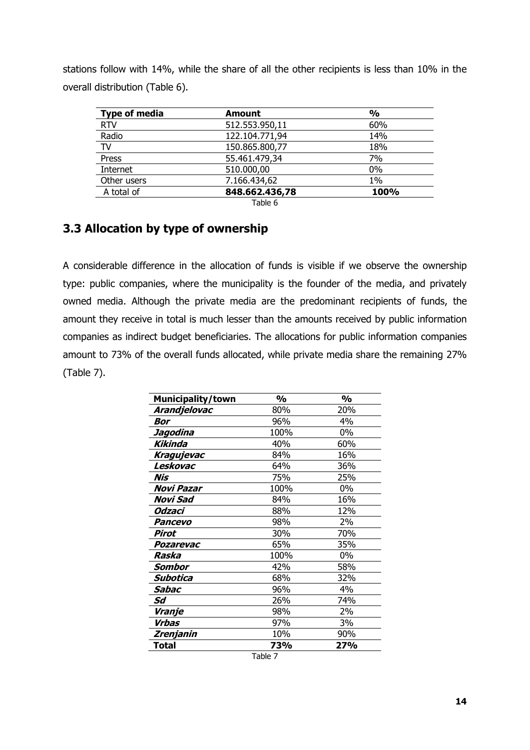stations follow with 14%, while the share of all the other recipients is less than 10% in the overall distribution (Table 6).

| **Type of media** | **Amount** | **%** |
|---|---|---|
| RTV | 512.553.950,11 | 60% |
| Radio | 122.104.771,94 | 14% |
| TV | 150.865.800,77 | 18% |
| Press | 55.461.479,34 | 7% |
| Internet | 510.000,00 | 0% |
| Other users | 7.166.434,62 | 1% |
| A total of | **848.662.436,78** | **100%** |

Table 6

## 3.3 Allocation by type of ownership

A considerable difference in the allocation of funds is visible if we observe the ownership type: public companies, where the municipality is the founder of the media, and privately owned media. Although the private media are the predominant recipients of funds, the amount they receive in total is much lesser than the amounts received by public information companies as indirect budget beneficiaries. The allocations for public information companies amount to 73% of the overall funds allocated, while private media share the remaining 27% (Table 7).

| **Municipality/town** | **%** | **%** |
|---|---|---|
| ***Arandjelovac*** | 80% | 20% |
| ***Bor*** | 96% | 4% |
| ***Jagodina*** | 100% | 0% |
| ***Kikinda*** | 40% | 60% |
| ***Kragujevac*** | 84% | 16% |
| ***Leskovac*** | 64% | 36% |
| ***Nis*** | 75% | 25% |
| ***Novi Pazar*** | 100% | 0% |
| ***Novi Sad*** | 84% | 16% |
| ***Odzaci*** | 88% | 12% |
| ***Pancevo*** | 98% | 2% |
| ***Pirot*** | 30% | 70% |
| ***Pozarevac*** | 65% | 35% |
| ***Raska*** | 100% | 0% |
| ***Sombor*** | 42% | 58% |
| ***Subotica*** | 68% | 32% |
| ***Sabac*** | 96% | 4% |
| ***Sd*** | 26% | 74% |
| ***Vranje*** | 98% | 2% |
| ***Vrbas*** | 97% | 3% |
| ***Zrenjanin*** | 10% | 90% |
| **Total** | **73%** | **27%** |

Table 7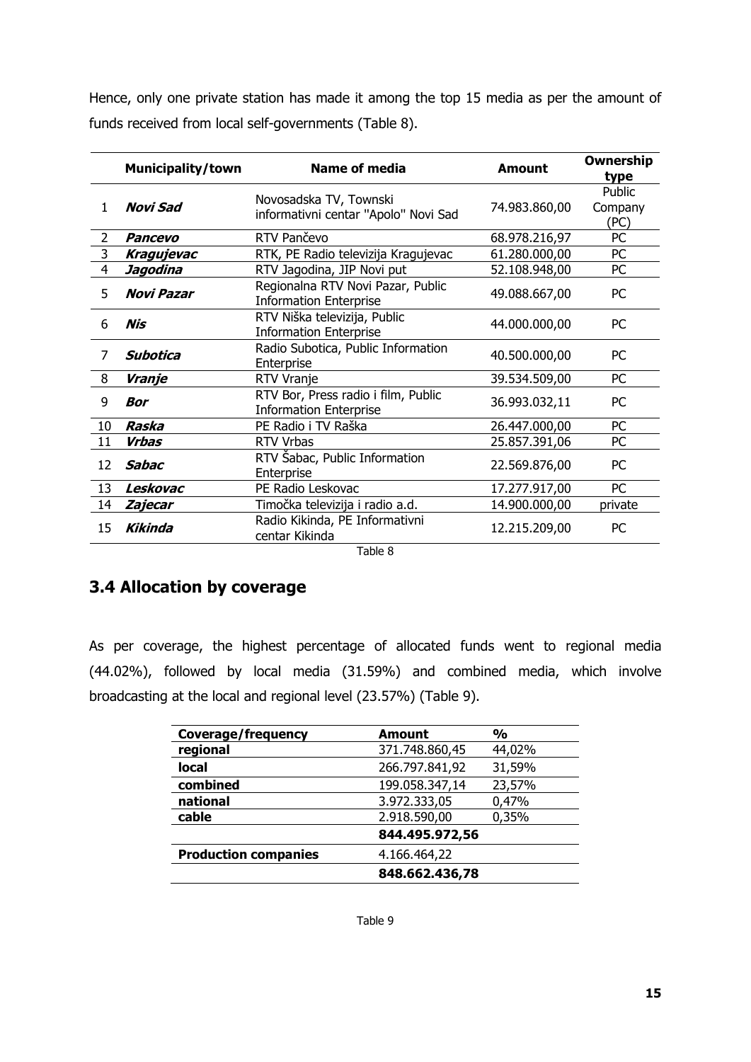Hence, only one private station has made it among the top 15 media as per the amount of funds received from local self-governments (Table 8).

| | Municipality/town | Name of media | Amount | Ownership type |
|---|---|---|---|---|
| 1 | ***Novi Sad*** | Novosadska TV, Townski informativni centar "Apolo" Novi Sad | 74.983.860,00 | Public Company (PC) |
| 2 | ***Pancevo*** | RTV Pančevo | 68.978.216,97 | PC |
| 3 | ***Kragujevac*** | RTK, PE Radio televizija Kragujevac | 61.280.000,00 | PC |
| 4 | ***Jagodina*** | RTV Jagodina, JIP Novi put | 52.108.948,00 | PC |
| 5 | ***Novi Pazar*** | Regionalna RTV Novi Pazar, Public Information Enterprise | 49.088.667,00 | PC |
| 6 | ***Nis*** | RTV Niška televizija, Public Information Enterprise | 44.000.000,00 | PC |
| 7 | ***Subotica*** | Radio Subotica, Public Information Enterprise | 40.500.000,00 | PC |
| 8 | ***Vranje*** | RTV Vranje | 39.534.509,00 | PC |
| 9 | ***Bor*** | RTV Bor, Press radio i film, Public Information Enterprise | 36.993.032,11 | PC |
| 10 | ***Raska*** | PE Radio i TV Raška | 26.447.000,00 | PC |
| 11 | ***Vrbas*** | RTV Vrbas | 25.857.391,06 | PC |
| 12 | ***Sabac*** | RTV Šabac, Public Information Enterprise | 22.569.876,00 | PC |
| 13 | ***Leskovac*** | PE Radio Leskovac | 17.277.917,00 | PC |
| 14 | ***Zajecar*** | Timočka televizija i radio a.d. | 14.900.000,00 | private |
| 15 | ***Kikinda*** | Radio Kikinda, PE Informativni centar Kikinda | 12.215.209,00 | PC |

Table 8

## 3.4 Allocation by coverage

As per coverage, the highest percentage of allocated funds went to regional media (44.02%), followed by local media (31.59%) and combined media, which involve broadcasting at the local and regional level (23.57%) (Table 9).

| Coverage/frequency | Amount | % |
|---|---|---|
| **regional** | 371.748.860,45 | 44,02% |
| **local** | 266.797.841,92 | 31,59% |
| **combined** | 199.058.347,14 | 23,57% |
| **national** | 3.972.333,05 | 0,47% |
| **cable** | 2.918.590,00 | 0,35% |
| | **844.495.972,56** | |
| **Production companies** | 4.166.464,22 | |
| | **848.662.436,78** | |

Table 9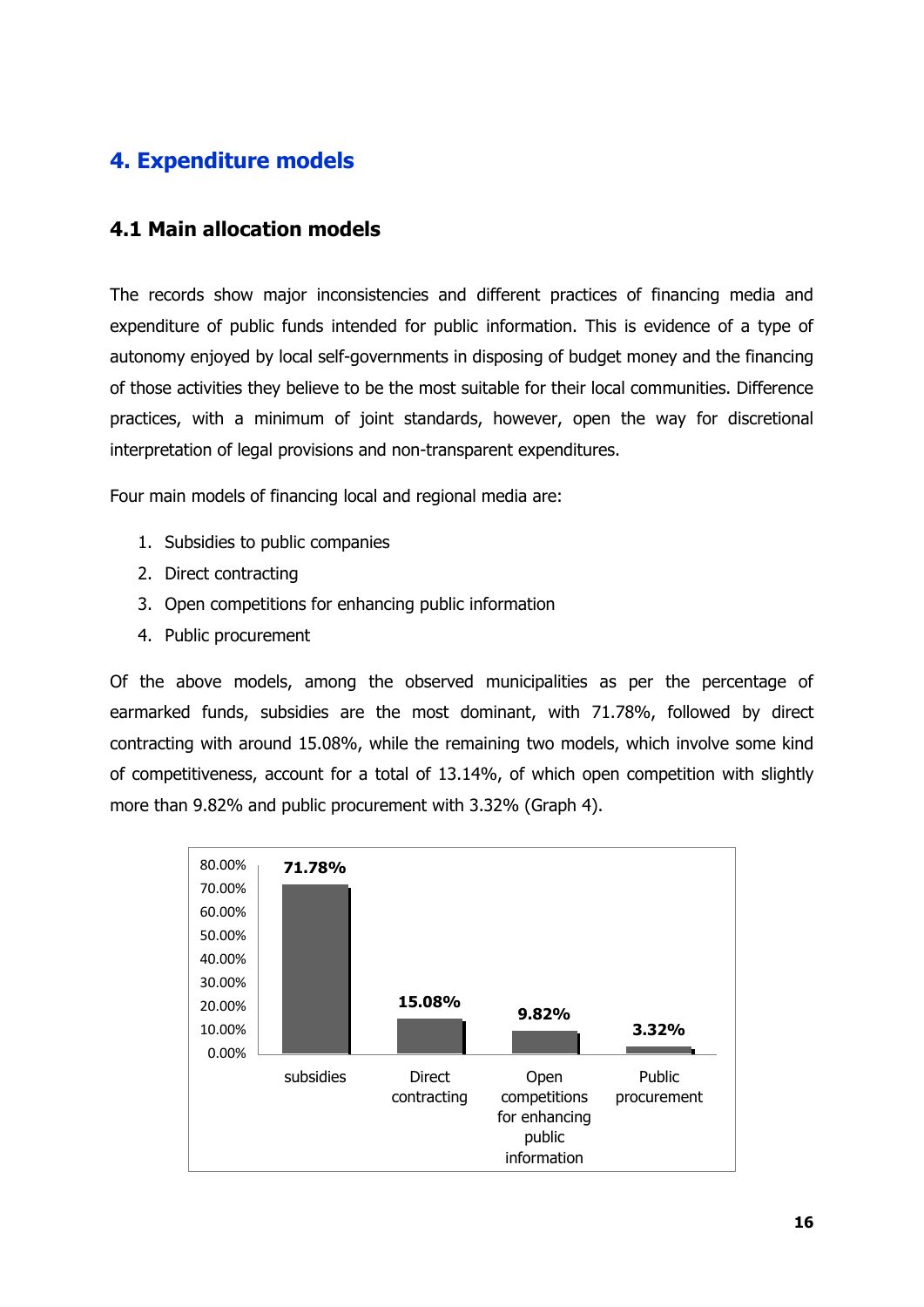# 4. Expenditure models

## 4.1 Main allocation models

The records show major inconsistencies and different practices of financing media and expenditure of public funds intended for public information. This is evidence of a type of autonomy enjoyed by local self-governments in disposing of budget money and the financing of those activities they believe to be the most suitable for their local communities. Difference practices, with a minimum of joint standards, however, open the way for discretional interpretation of legal provisions and non-transparent expenditures.

Four main models of financing local and regional media are:

1. Subsidies to public companies
2. Direct contracting
3. Open competitions for enhancing public information
4. Public procurement

Of the above models, among the observed municipalities as per the percentage of earmarked funds, subsidies are the most dominant, with 71.78%, followed by direct contracting with around 15.08%, while the remaining two models, which involve some kind of competitiveness, account for a total of 13.14%, of which open competition with slightly more than 9.82% and public procurement with 3.32% (Graph 4).

| Model | Share |
|---|---|
| subsidies | 71.78% |
| Direct contracting | 15.08% |
| Open competitions for enhancing public information | 9.82% |
| Public procurement | 3.32% |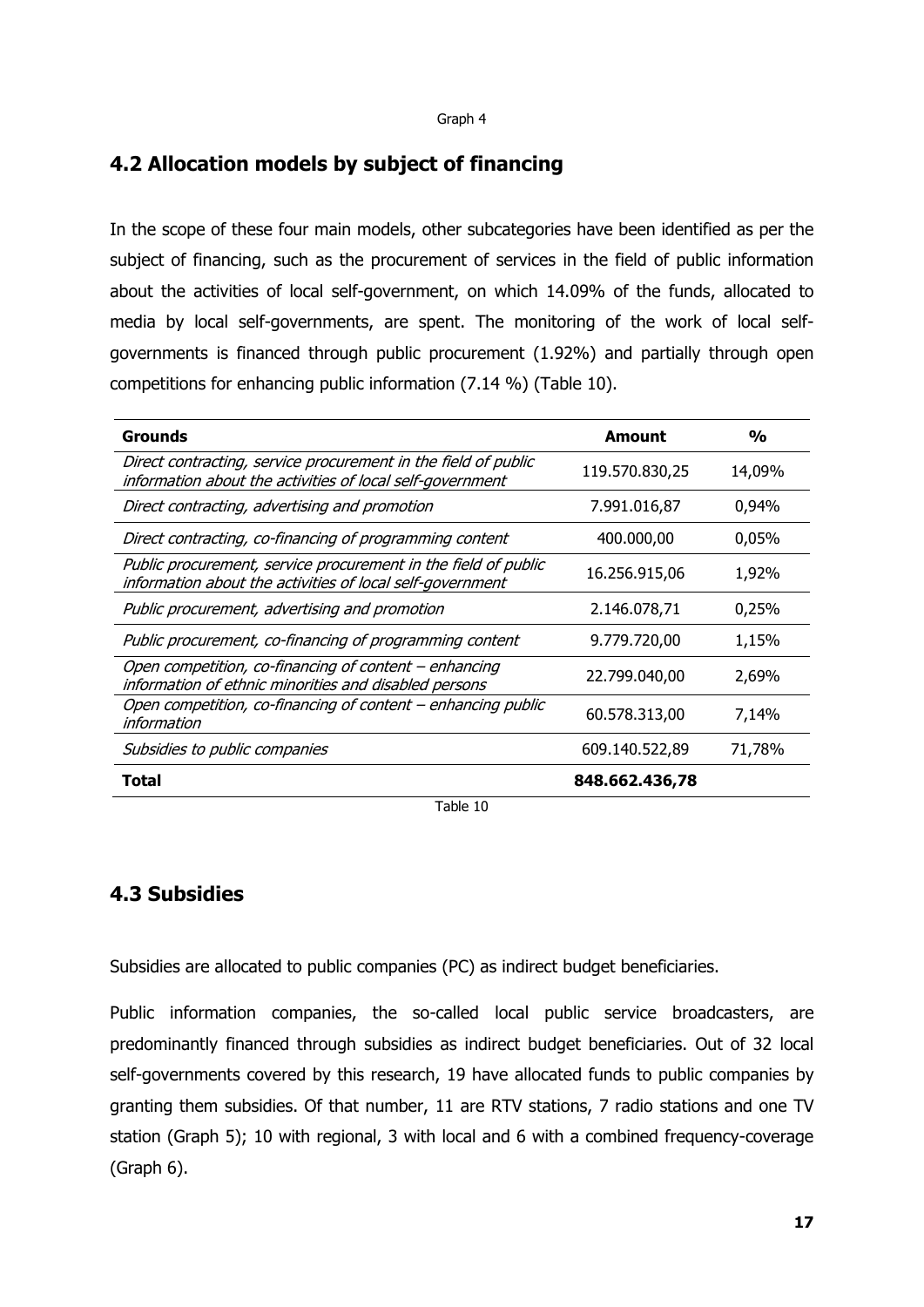Graph 4

## 4.2 Allocation models by subject of financing

In the scope of these four main models, other subcategories have been identified as per the subject of financing, such as the procurement of services in the field of public information about the activities of local self-government, on which 14.09% of the funds, allocated to media by local self-governments, are spent. The monitoring of the work of local self-governments is financed through public procurement (1.92%) and partially through open competitions for enhancing public information (7.14 %) (Table 10).

| **Grounds** | **Amount** | **%** |
| --- | --- | --- |
| *Direct contracting, service procurement in the field of public information about the activities of local self-government* | 119.570.830,25 | 14,09% |
| *Direct contracting, advertising and promotion* | 7.991.016,87 | 0,94% |
| *Direct contracting, co-financing of programming content* | 400.000,00 | 0,05% |
| *Public procurement, service procurement in the field of public information about the activities of local self-government* | 16.256.915,06 | 1,92% |
| *Public procurement, advertising and promotion* | 2.146.078,71 | 0,25% |
| *Public procurement, co-financing of programming content* | 9.779.720,00 | 1,15% |
| *Open competition, co-financing of content – enhancing information of ethnic minorities and disabled persons* | 22.799.040,00 | 2,69% |
| *Open competition, co-financing of content – enhancing public information* | 60.578.313,00 | 7,14% |
| *Subsidies to public companies* | 609.140.522,89 | 71,78% |
| **Total** | **848.662.436,78** | |

Table 10

## 4.3 Subsidies

Subsidies are allocated to public companies (PC) as indirect budget beneficiaries.

Public information companies, the so-called local public service broadcasters, are predominantly financed through subsidies as indirect budget beneficiaries. Out of 32 local self-governments covered by this research, 19 have allocated funds to public companies by granting them subsidies. Of that number, 11 are RTV stations, 7 radio stations and one TV station (Graph 5); 10 with regional, 3 with local and 6 with a combined frequency-coverage (Graph 6).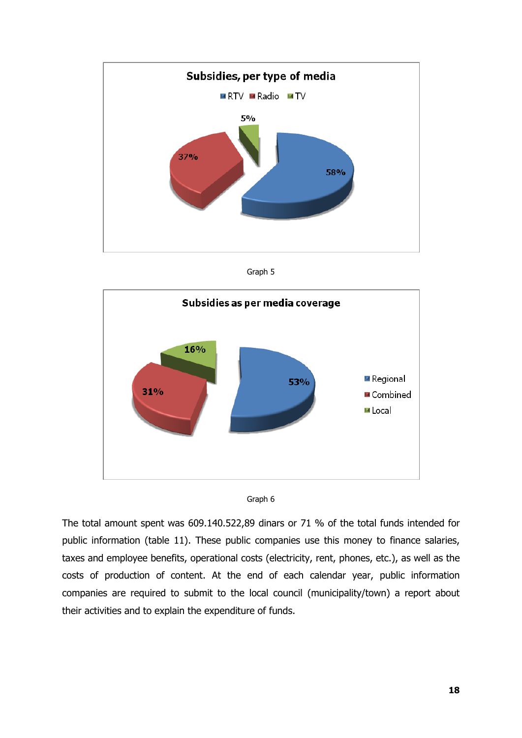**Subsidies, per type of media**

RTV, Radio, TV

- RTV: 58%
- Radio: 37%
- TV: 5%

Graph 5

**Subsidies as per media coverage**

- Regional: 53%
- Combined: 31%
- Local: 16%

Graph 6

The total amount spent was 609.140.522,89 dinars or 71 % of the total funds intended for public information (table 11). These public companies use this money to finance salaries, taxes and employee benefits, operational costs (electricity, rent, phones, etc.), as well as the costs of production of content. At the end of each calendar year, public information companies are required to submit to the local council (municipality/town) a report about their activities and to explain the expenditure of funds.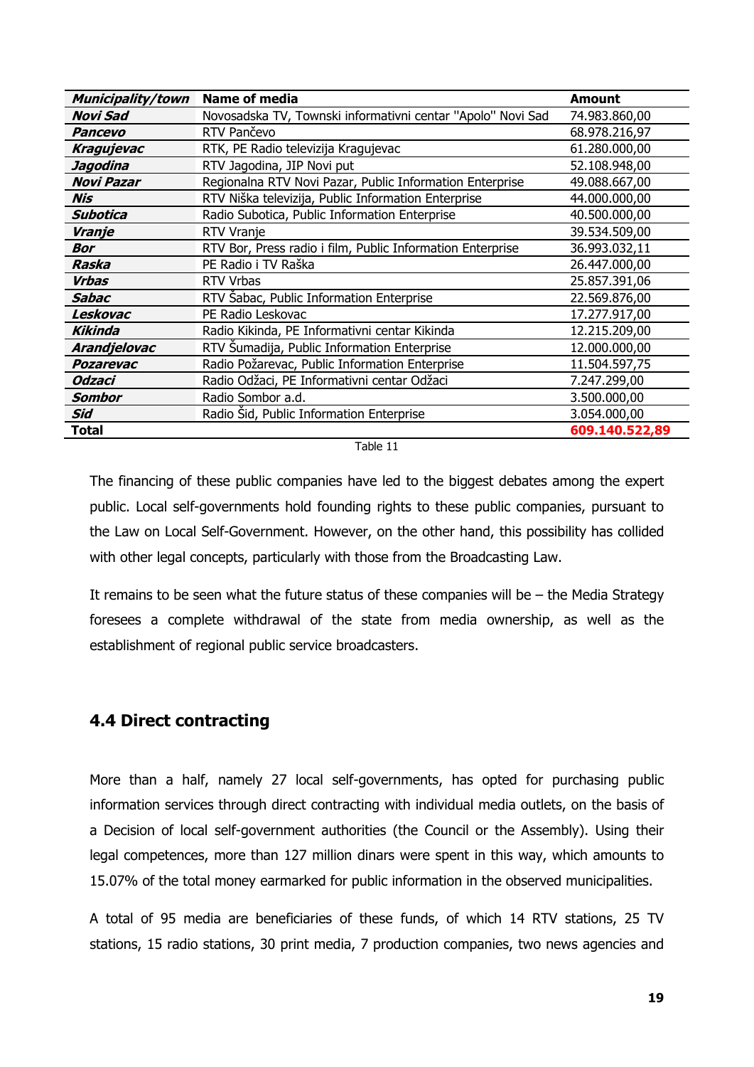| Municipality/town | Name of media | Amount |
|---|---|---|
| ***Novi Sad*** | Novosadska TV, Townski informativni centar "Apolo" Novi Sad | 74.983.860,00 |
| ***Pancevo*** | RTV Pančevo | 68.978.216,97 |
| ***Kragujevac*** | RTK, PE Radio televizija Kragujevac | 61.280.000,00 |
| ***Jagodina*** | RTV Jagodina, JIP Novi put | 52.108.948,00 |
| ***Novi Pazar*** | Regionalna RTV Novi Pazar, Public Information Enterprise | 49.088.667,00 |
| ***Nis*** | RTV Niška televizija, Public Information Enterprise | 44.000.000,00 |
| ***Subotica*** | Radio Subotica, Public Information Enterprise | 40.500.000,00 |
| ***Vranje*** | RTV Vranje | 39.534.509,00 |
| ***Bor*** | RTV Bor, Press radio i film, Public Information Enterprise | 36.993.032,11 |
| ***Raska*** | PE Radio i TV Raška | 26.447.000,00 |
| ***Vrbas*** | RTV Vrbas | 25.857.391,06 |
| ***Sabac*** | RTV Šabac, Public Information Enterprise | 22.569.876,00 |
| ***Leskovac*** | PE Radio Leskovac | 17.277.917,00 |
| ***Kikinda*** | Radio Kikinda, PE Informativni centar Kikinda | 12.215.209,00 |
| ***Arandjelovac*** | RTV Šumadija, Public Information Enterprise | 12.000.000,00 |
| ***Pozarevac*** | Radio Požarevac, Public Information Enterprise | 11.504.597,75 |
| ***Odzaci*** | Radio Odžaci, PE Informativni centar Odžaci | 7.247.299,00 |
| ***Sombor*** | Radio Sombor a.d. | 3.500.000,00 |
| ***Sid*** | Radio Šid, Public Information Enterprise | 3.054.000,00 |
| **Total** | | **609.140.522,89** |

Table 11

The financing of these public companies have led to the biggest debates among the expert public. Local self-governments hold founding rights to these public companies, pursuant to the Law on Local Self-Government. However, on the other hand, this possibility has collided with other legal concepts, particularly with those from the Broadcasting Law.

It remains to be seen what the future status of these companies will be – the Media Strategy foresees a complete withdrawal of the state from media ownership, as well as the establishment of regional public service broadcasters.

## 4.4 Direct contracting

More than a half, namely 27 local self-governments, has opted for purchasing public information services through direct contracting with individual media outlets, on the basis of a Decision of local self-government authorities (the Council or the Assembly). Using their legal competences, more than 127 million dinars were spent in this way, which amounts to 15.07% of the total money earmarked for public information in the observed municipalities.

A total of 95 media are beneficiaries of these funds, of which 14 RTV stations, 25 TV stations, 15 radio stations, 30 print media, 7 production companies, two news agencies and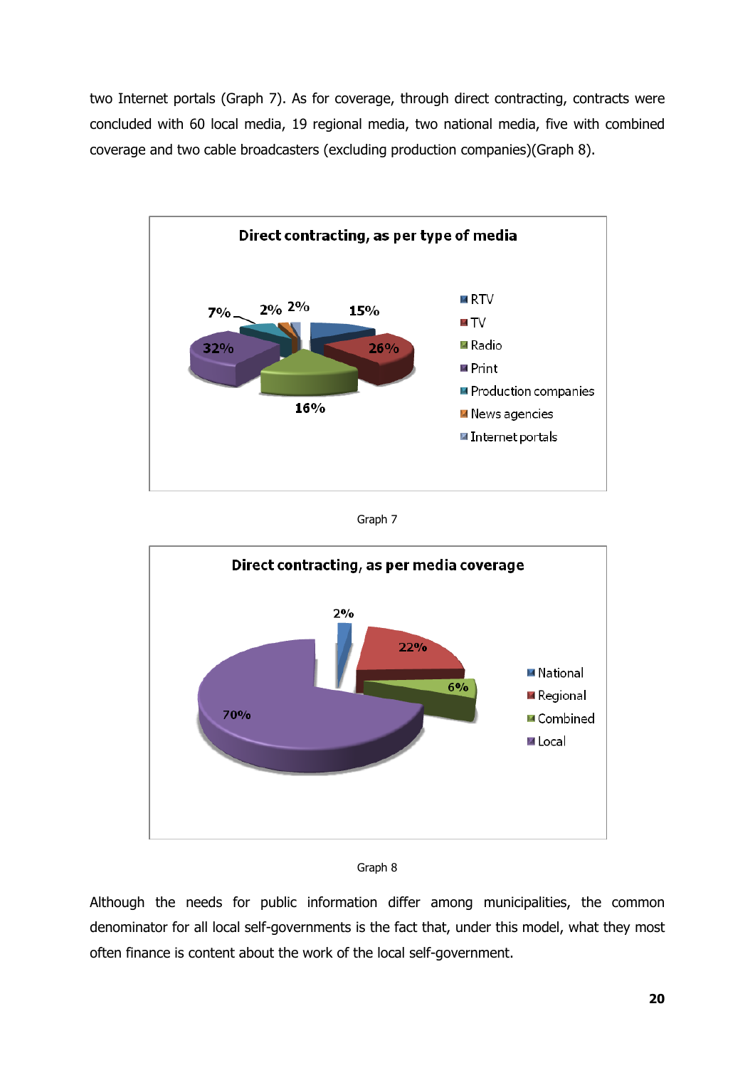two Internet portals (Graph 7). As for coverage, through direct contracting, contracts were concluded with 60 local media, 19 regional media, two national media, five with combined coverage and two cable broadcasters (excluding production companies)(Graph 8).

Graph 7

Graph 8

Although the needs for public information differ among municipalities, the common denominator for all local self-governments is the fact that, under this model, what they most often finance is content about the work of the local self-government.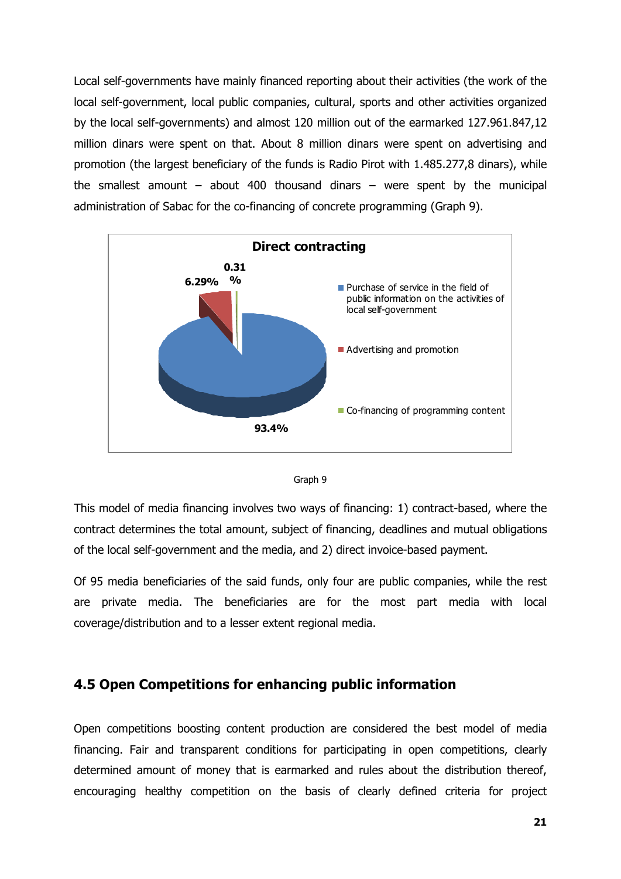Local self-governments have mainly financed reporting about their activities (the work of the local self-government, local public companies, cultural, sports and other activities organized by the local self-governments) and almost 120 million out of the earmarked 127.961.847,12 million dinars were spent on that. About 8 million dinars were spent on advertising and promotion (the largest beneficiary of the funds is Radio Pirot with 1.485.277,8 dinars), while the smallest amount – about 400 thousand dinars – were spent by the municipal administration of Sabac for the co-financing of concrete programming (Graph 9).

**Direct contracting**

- Purchase of service in the field of public information on the activities of local self-government: 93.4%
- Advertising and promotion: 6.29%
- Co-financing of programming content: 0.31 %

Graph 9

This model of media financing involves two ways of financing: 1) contract-based, where the contract determines the total amount, subject of financing, deadlines and mutual obligations of the local self-government and the media, and 2) direct invoice-based payment.

Of 95 media beneficiaries of the said funds, only four are public companies, while the rest are private media. The beneficiaries are for the most part media with local coverage/distribution and to a lesser extent regional media.

## 4.5 Open Competitions for enhancing public information

Open competitions boosting content production are considered the best model of media financing. Fair and transparent conditions for participating in open competitions, clearly determined amount of money that is earmarked and rules about the distribution thereof, encouraging healthy competition on the basis of clearly defined criteria for project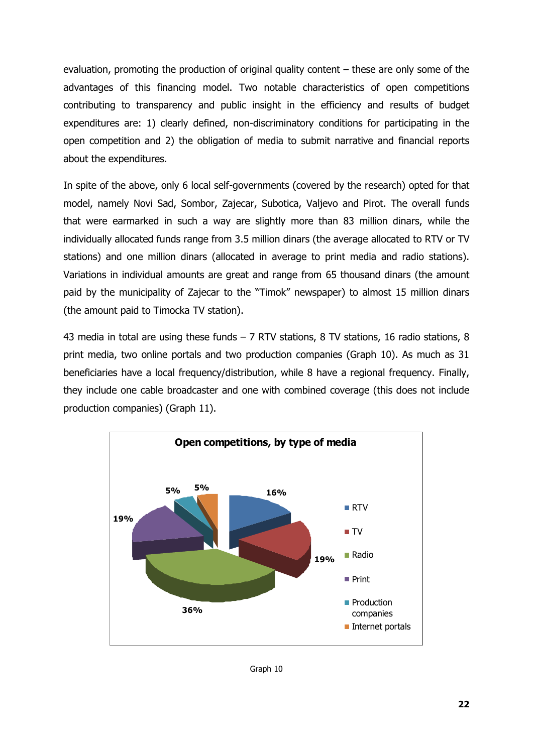evaluation, promoting the production of original quality content – these are only some of the advantages of this financing model. Two notable characteristics of open competitions contributing to transparency and public insight in the efficiency and results of budget expenditures are: 1) clearly defined, non-discriminatory conditions for participating in the open competition and 2) the obligation of media to submit narrative and financial reports about the expenditures.

In spite of the above, only 6 local self-governments (covered by the research) opted for that model, namely Novi Sad, Sombor, Zajecar, Subotica, Valjevo and Pirot. The overall funds that were earmarked in such a way are slightly more than 83 million dinars, while the individually allocated funds range from 3.5 million dinars (the average allocated to RTV or TV stations) and one million dinars (allocated in average to print media and radio stations). Variations in individual amounts are great and range from 65 thousand dinars (the amount paid by the municipality of Zajecar to the "Timok" newspaper) to almost 15 million dinars (the amount paid to Timocka TV station).

43 media in total are using these funds – 7 RTV stations, 8 TV stations, 16 radio stations, 8 print media, two online portals and two production companies (Graph 10). As much as 31 beneficiaries have a local frequency/distribution, while 8 have a regional frequency. Finally, they include one cable broadcaster and one with combined coverage (this does not include production companies) (Graph 11).

**Open competitions, by type of media**

| Type of media | Share |
|---|---|
| RTV | 16% |
| TV | 19% |
| Radio | 36% |
| Print | 19% |
| Production companies | 5% |
| Internet portals | 5% |

Graph 10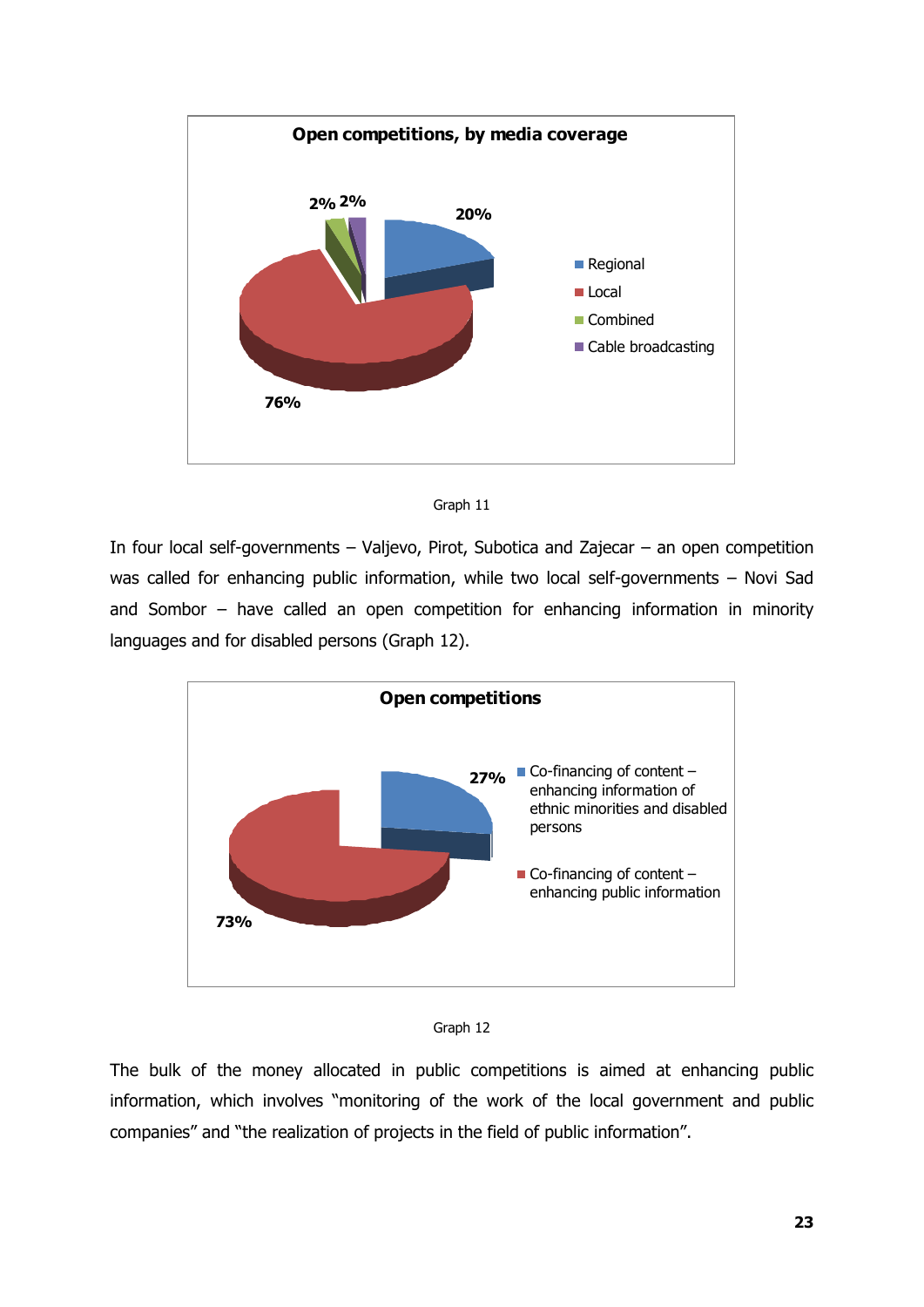Graph 11

In four local self-governments – Valjevo, Pirot, Subotica and Zajecar – an open competition was called for enhancing public information, while two local self-governments – Novi Sad and Sombor – have called an open competition for enhancing information in minority languages and for disabled persons (Graph 12).

Graph 12

The bulk of the money allocated in public competitions is aimed at enhancing public information, which involves "monitoring of the work of the local government and public companies" and "the realization of projects in the field of public information".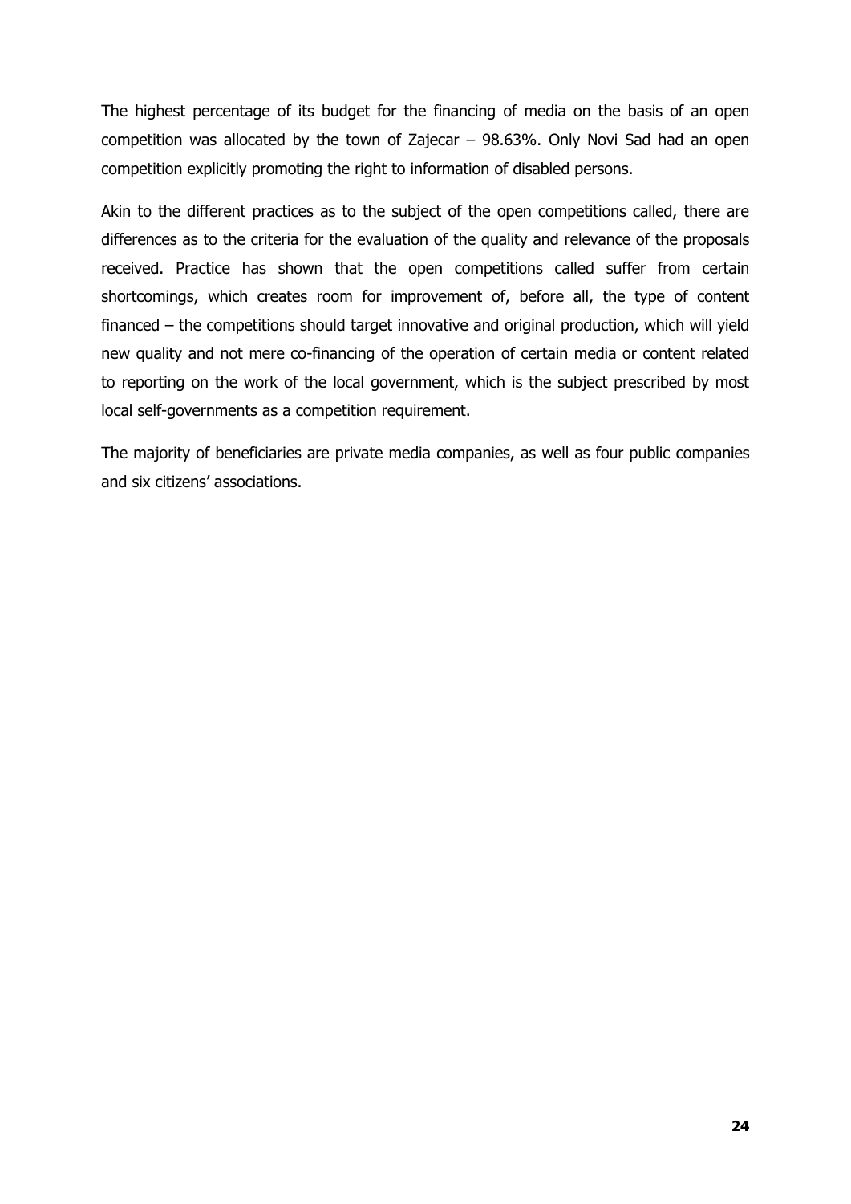The highest percentage of its budget for the financing of media on the basis of an open competition was allocated by the town of Zajecar – 98.63%. Only Novi Sad had an open competition explicitly promoting the right to information of disabled persons.

Akin to the different practices as to the subject of the open competitions called, there are differences as to the criteria for the evaluation of the quality and relevance of the proposals received. Practice has shown that the open competitions called suffer from certain shortcomings, which creates room for improvement of, before all, the type of content financed – the competitions should target innovative and original production, which will yield new quality and not mere co-financing of the operation of certain media or content related to reporting on the work of the local government, which is the subject prescribed by most local self-governments as a competition requirement.

The majority of beneficiaries are private media companies, as well as four public companies and six citizens' associations.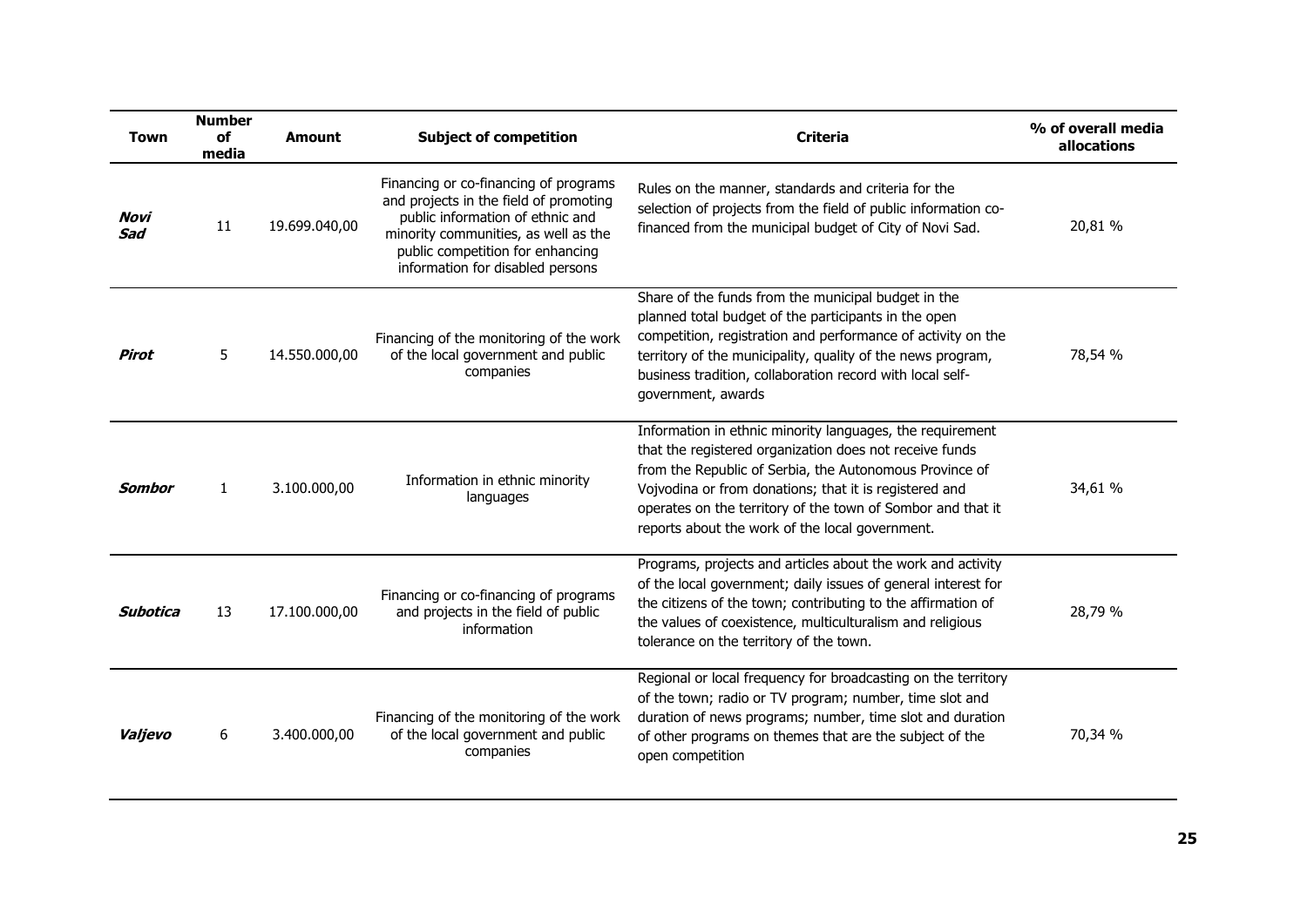| Town | Number of media | Amount | Subject of competition | Criteria | % of overall media allocations |
|---|---|---|---|---|---|
| ***Novi Sad*** | 11 | 19.699.040,00 | Financing or co-financing of programs and projects in the field of promoting public information of ethnic and minority communities, as well as the public competition for enhancing information for disabled persons | Rules on the manner, standards and criteria for the selection of projects from the field of public information co-financed from the municipal budget of City of Novi Sad. | 20,81 % |
| ***Pirot*** | 5 | 14.550.000,00 | Financing of the monitoring of the work of the local government and public companies | Share of the funds from the municipal budget in the planned total budget of the participants in the open competition, registration and performance of activity on the territory of the municipality, quality of the news program, business tradition, collaboration record with local self-government, awards | 78,54 % |
| ***Sombor*** | 1 | 3.100.000,00 | Information in ethnic minority languages | Information in ethnic minority languages, the requirement that the registered organization does not receive funds from the Republic of Serbia, the Autonomous Province of Vojvodina or from donations; that it is registered and operates on the territory of the town of Sombor and that it reports about the work of the local government. | 34,61 % |
| ***Subotica*** | 13 | 17.100.000,00 | Financing or co-financing of programs and projects in the field of public information | Programs, projects and articles about the work and activity of the local government; daily issues of general interest for the citizens of the town; contributing to the affirmation of the values of coexistence, multiculturalism and religious tolerance on the territory of the town. | 28,79 % |
| ***Valjevo*** | 6 | 3.400.000,00 | Financing of the monitoring of the work of the local government and public companies | Regional or local frequency for broadcasting on the territory of the town; radio or TV program; number, time slot and duration of news programs; number, time slot and duration of other programs on themes that are the subject of the open competition | 70,34 % |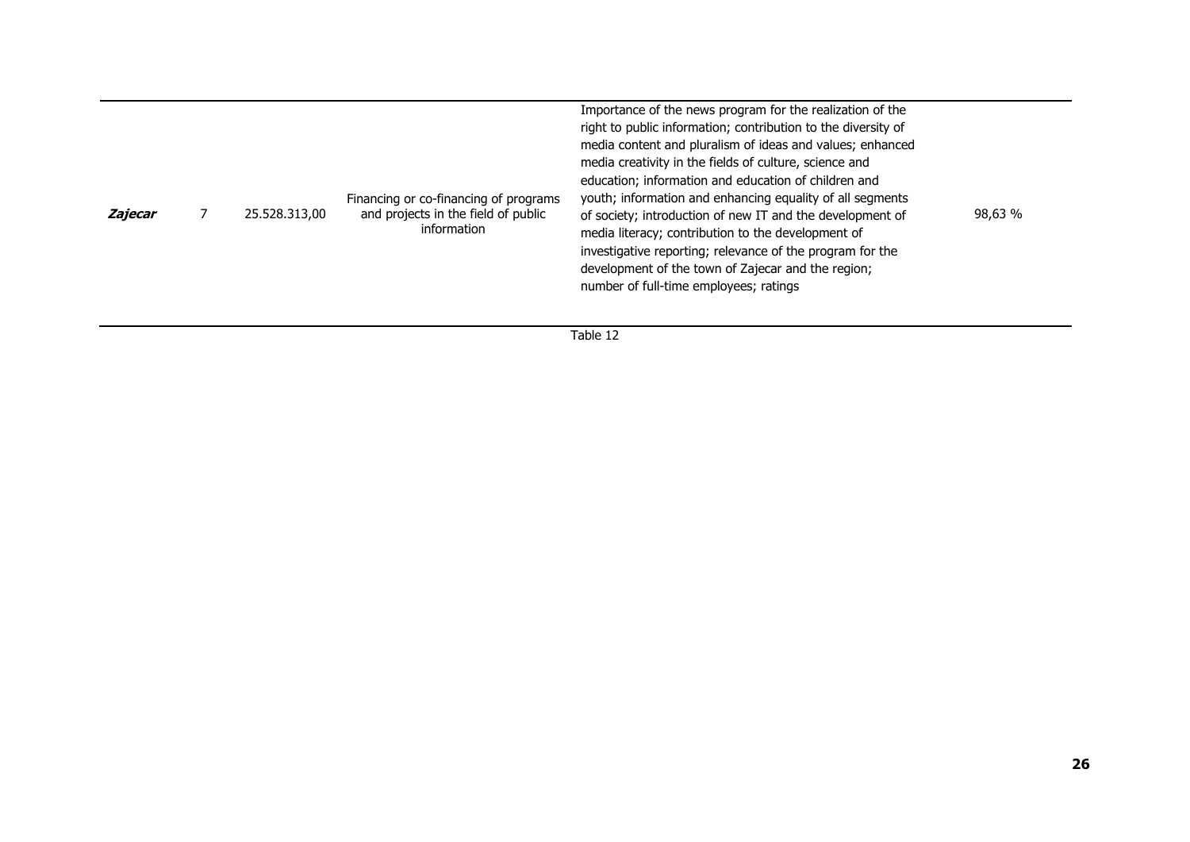| | | | | | |
|---|---|---|---|---|---|
| ***Zajecar*** | 7 | 25.528.313,00 | Financing or co-financing of programs and projects in the field of public information | Importance of the news program for the realization of the right to public information; contribution to the diversity of media content and pluralism of ideas and values; enhanced media creativity in the fields of culture, science and education; information and education of children and youth; information and enhancing equality of all segments of society; introduction of new IT and the development of media literacy; contribution to the development of investigative reporting; relevance of the program for the development of the town of Zajecar and the region; number of full-time employees; ratings | 98,63 % |

Table 12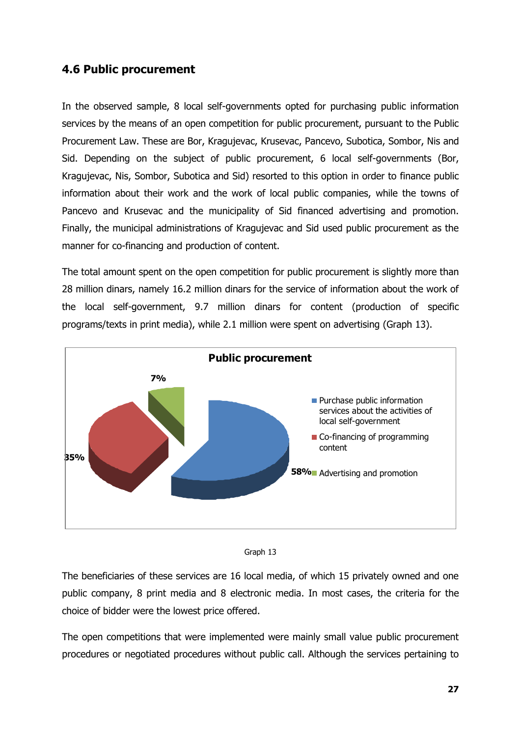## 4.6 Public procurement

In the observed sample, 8 local self-governments opted for purchasing public information services by the means of an open competition for public procurement, pursuant to the Public Procurement Law. These are Bor, Kragujevac, Krusevac, Pancevo, Subotica, Sombor, Nis and Sid. Depending on the subject of public procurement, 6 local self-governments (Bor, Kragujevac, Nis, Sombor, Subotica and Sid) resorted to this option in order to finance public information about their work and the work of local public companies, while the towns of Pancevo and Krusevac and the municipality of Sid financed advertising and promotion. Finally, the municipal administrations of Kragujevac and Sid used public procurement as the manner for co-financing and production of content.

The total amount spent on the open competition for public procurement is slightly more than 28 million dinars, namely 16.2 million dinars for the service of information about the work of the local self-government, 9.7 million dinars for content (production of specific programs/texts in print media), while 2.1 million were spent on advertising (Graph 13).

**Public procurement**

| Category | Share |
|---|---|
| Purchase public information services about the activities of local self-government | 58% |
| Co-financing of programming content | 35% |
| Advertising and promotion | 7% |

Graph 13

The beneficiaries of these services are 16 local media, of which 15 privately owned and one public company, 8 print media and 8 electronic media. In most cases, the criteria for the choice of bidder were the lowest price offered.

The open competitions that were implemented were mainly small value public procurement procedures or negotiated procedures without public call. Although the services pertaining to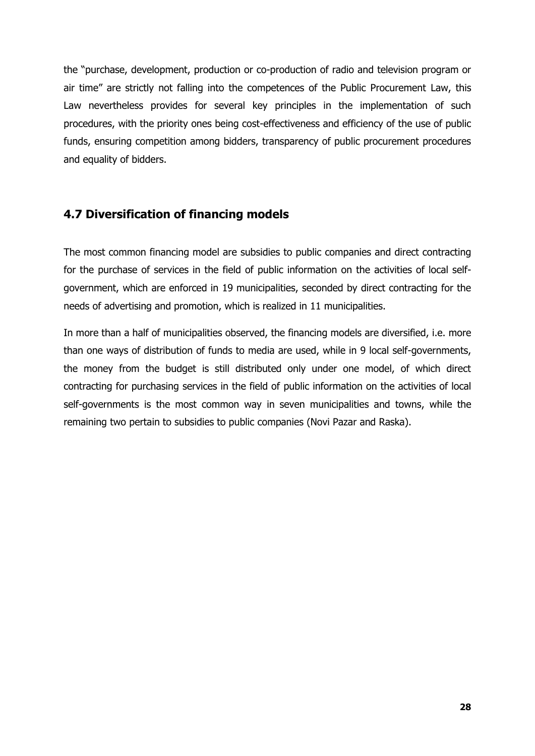the "purchase, development, production or co-production of radio and television program or air time" are strictly not falling into the competences of the Public Procurement Law, this Law nevertheless provides for several key principles in the implementation of such procedures, with the priority ones being cost-effectiveness and efficiency of the use of public funds, ensuring competition among bidders, transparency of public procurement procedures and equality of bidders.

## 4.7 Diversification of financing models

The most common financing model are subsidies to public companies and direct contracting for the purchase of services in the field of public information on the activities of local self-government, which are enforced in 19 municipalities, seconded by direct contracting for the needs of advertising and promotion, which is realized in 11 municipalities.

In more than a half of municipalities observed, the financing models are diversified, i.e. more than one ways of distribution of funds to media are used, while in 9 local self-governments, the money from the budget is still distributed only under one model, of which direct contracting for purchasing services in the field of public information on the activities of local self-governments is the most common way in seven municipalities and towns, while the remaining two pertain to subsidies to public companies (Novi Pazar and Raska).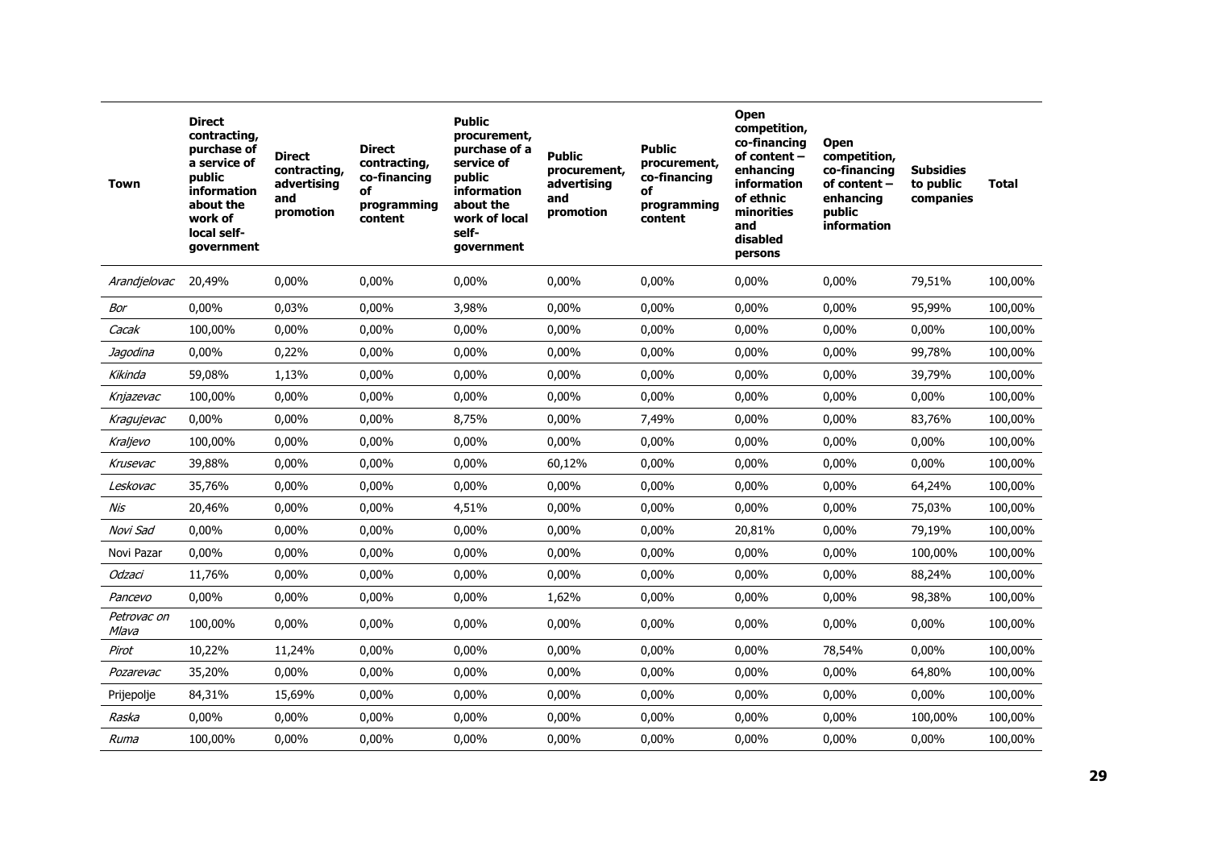| Town | Direct contracting, purchase of a service of public information about the work of local self-government | Direct contracting, advertising and promotion | Direct contracting, co-financing of programming content | Public procurement, purchase of a service of public information about the work of local self-government | Public procurement, advertising and promotion | Public procurement, co-financing of programming content | Open competition, co-financing of content – enhancing information of ethnic minorities and disabled persons | Open competition, co-financing of content – enhancing public information | Subsidies to public companies | Total |
|---|---|---|---|---|---|---|---|---|---|---|
| *Arandjelovac* | 20,49% | 0,00% | 0,00% | 0,00% | 0,00% | 0,00% | 0,00% | 0,00% | 79,51% | 100,00% |
| *Bor* | 0,00% | 0,03% | 0,00% | 3,98% | 0,00% | 0,00% | 0,00% | 0,00% | 95,99% | 100,00% |
| *Cacak* | 100,00% | 0,00% | 0,00% | 0,00% | 0,00% | 0,00% | 0,00% | 0,00% | 0,00% | 100,00% |
| *Jagodina* | 0,00% | 0,22% | 0,00% | 0,00% | 0,00% | 0,00% | 0,00% | 0,00% | 99,78% | 100,00% |
| *Kikinda* | 59,08% | 1,13% | 0,00% | 0,00% | 0,00% | 0,00% | 0,00% | 0,00% | 39,79% | 100,00% |
| *Knjazevac* | 100,00% | 0,00% | 0,00% | 0,00% | 0,00% | 0,00% | 0,00% | 0,00% | 0,00% | 100,00% |
| *Kragujevac* | 0,00% | 0,00% | 0,00% | 8,75% | 0,00% | 7,49% | 0,00% | 0,00% | 83,76% | 100,00% |
| *Kraljevo* | 100,00% | 0,00% | 0,00% | 0,00% | 0,00% | 0,00% | 0,00% | 0,00% | 0,00% | 100,00% |
| *Krusevac* | 39,88% | 0,00% | 0,00% | 0,00% | 60,12% | 0,00% | 0,00% | 0,00% | 0,00% | 100,00% |
| *Leskovac* | 35,76% | 0,00% | 0,00% | 0,00% | 0,00% | 0,00% | 0,00% | 0,00% | 64,24% | 100,00% |
| *Nis* | 20,46% | 0,00% | 0,00% | 4,51% | 0,00% | 0,00% | 0,00% | 0,00% | 75,03% | 100,00% |
| *Novi Sad* | 0,00% | 0,00% | 0,00% | 0,00% | 0,00% | 0,00% | 20,81% | 0,00% | 79,19% | 100,00% |
| Novi Pazar | 0,00% | 0,00% | 0,00% | 0,00% | 0,00% | 0,00% | 0,00% | 0,00% | 100,00% | 100,00% |
| *Odzaci* | 11,76% | 0,00% | 0,00% | 0,00% | 0,00% | 0,00% | 0,00% | 0,00% | 88,24% | 100,00% |
| *Pancevo* | 0,00% | 0,00% | 0,00% | 0,00% | 1,62% | 0,00% | 0,00% | 0,00% | 98,38% | 100,00% |
| *Petrovac on Mlava* | 100,00% | 0,00% | 0,00% | 0,00% | 0,00% | 0,00% | 0,00% | 0,00% | 0,00% | 100,00% |
| *Pirot* | 10,22% | 11,24% | 0,00% | 0,00% | 0,00% | 0,00% | 0,00% | 78,54% | 0,00% | 100,00% |
| *Pozarevac* | 35,20% | 0,00% | 0,00% | 0,00% | 0,00% | 0,00% | 0,00% | 0,00% | 64,80% | 100,00% |
| Prijepolje | 84,31% | 15,69% | 0,00% | 0,00% | 0,00% | 0,00% | 0,00% | 0,00% | 0,00% | 100,00% |
| *Raska* | 0,00% | 0,00% | 0,00% | 0,00% | 0,00% | 0,00% | 0,00% | 0,00% | 100,00% | 100,00% |
| *Ruma* | 100,00% | 0,00% | 0,00% | 0,00% | 0,00% | 0,00% | 0,00% | 0,00% | 0,00% | 100,00% |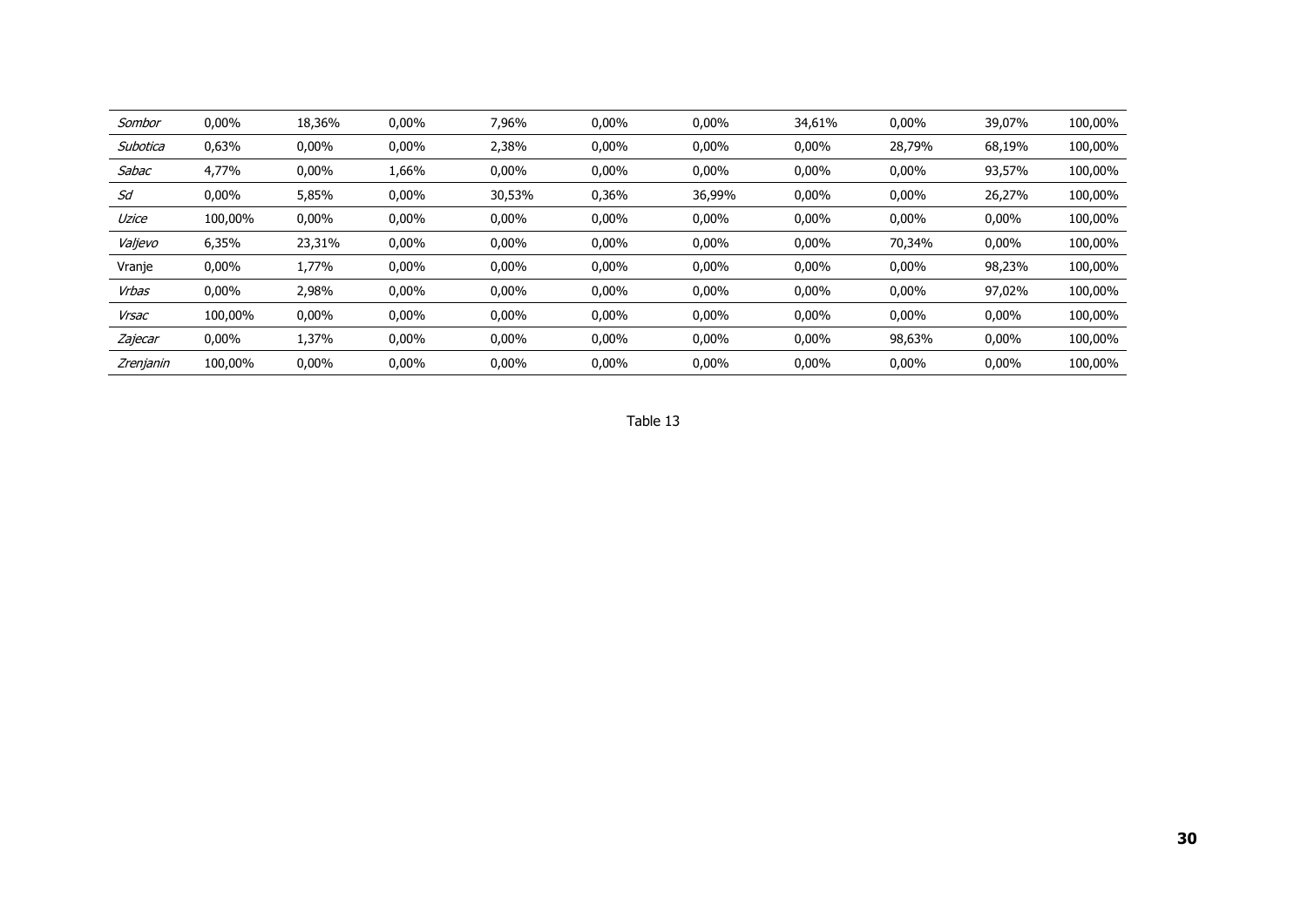| | | | | | | | | | | |
|---|---|---|---|---|---|---|---|---|---|---|
| *Sombor* | 0,00% | 18,36% | 0,00% | 7,96% | 0,00% | 0,00% | 34,61% | 0,00% | 39,07% | 100,00% |
| *Subotica* | 0,63% | 0,00% | 0,00% | 2,38% | 0,00% | 0,00% | 0,00% | 28,79% | 68,19% | 100,00% |
| *Sabac* | 4,77% | 0,00% | 1,66% | 0,00% | 0,00% | 0,00% | 0,00% | 0,00% | 93,57% | 100,00% |
| *Sd* | 0,00% | 5,85% | 0,00% | 30,53% | 0,36% | 36,99% | 0,00% | 0,00% | 26,27% | 100,00% |
| *Uzice* | 100,00% | 0,00% | 0,00% | 0,00% | 0,00% | 0,00% | 0,00% | 0,00% | 0,00% | 100,00% |
| *Valjevo* | 6,35% | 23,31% | 0,00% | 0,00% | 0,00% | 0,00% | 0,00% | 70,34% | 0,00% | 100,00% |
| Vranje | 0,00% | 1,77% | 0,00% | 0,00% | 0,00% | 0,00% | 0,00% | 0,00% | 98,23% | 100,00% |
| *Vrbas* | 0,00% | 2,98% | 0,00% | 0,00% | 0,00% | 0,00% | 0,00% | 0,00% | 97,02% | 100,00% |
| *Vrsac* | 100,00% | 0,00% | 0,00% | 0,00% | 0,00% | 0,00% | 0,00% | 0,00% | 0,00% | 100,00% |
| *Zajecar* | 0,00% | 1,37% | 0,00% | 0,00% | 0,00% | 0,00% | 0,00% | 98,63% | 0,00% | 100,00% |
| *Zrenjanin* | 100,00% | 0,00% | 0,00% | 0,00% | 0,00% | 0,00% | 0,00% | 0,00% | 0,00% | 100,00% |

Table 13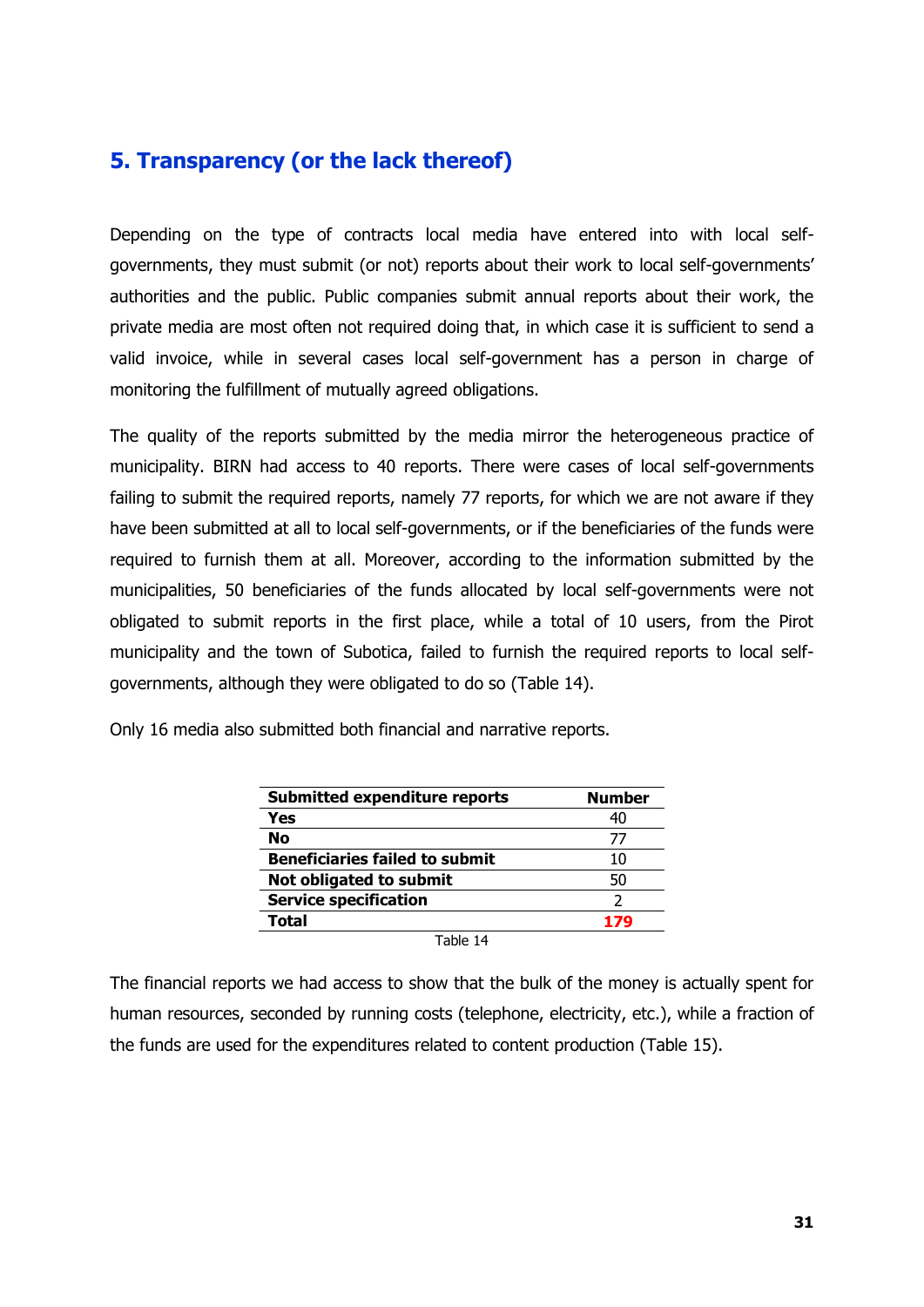## 5. Transparency (or the lack thereof)

Depending on the type of contracts local media have entered into with local self-governments, they must submit (or not) reports about their work to local self-governments' authorities and the public. Public companies submit annual reports about their work, the private media are most often not required doing that, in which case it is sufficient to send a valid invoice, while in several cases local self-government has a person in charge of monitoring the fulfillment of mutually agreed obligations.

The quality of the reports submitted by the media mirror the heterogeneous practice of municipality. BIRN had access to 40 reports. There were cases of local self-governments failing to submit the required reports, namely 77 reports, for which we are not aware if they have been submitted at all to local self-governments, or if the beneficiaries of the funds were required to furnish them at all. Moreover, according to the information submitted by the municipalities, 50 beneficiaries of the funds allocated by local self-governments were not obligated to submit reports in the first place, while a total of 10 users, from the Pirot municipality and the town of Subotica, failed to furnish the required reports to local self-governments, although they were obligated to do so (Table 14).

Only 16 media also submitted both financial and narrative reports.

| Submitted expenditure reports | Number |
|---|---|
| **Yes** | 40 |
| **No** | 77 |
| **Beneficiaries failed to submit** | 10 |
| **Not obligated to submit** | 50 |
| **Service specification** | 2 |
| **Total** | **179** |

Table 14

The financial reports we had access to show that the bulk of the money is actually spent for human resources, seconded by running costs (telephone, electricity, etc.), while a fraction of the funds are used for the expenditures related to content production (Table 15).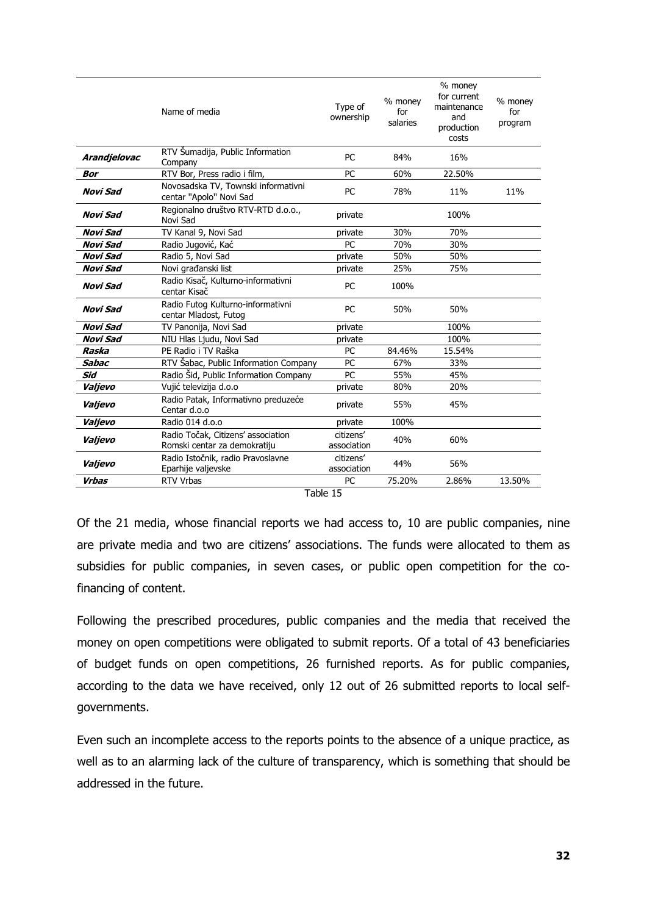| | Name of media | Type of ownership | % money for salaries | % money for current maintenance and production costs | % money for program |
|---|---|---|---|---|---|
| ***Arandjelovac*** | RTV Šumadija, Public Information Company | PC | 84% | 16% | |
| ***Bor*** | RTV Bor, Press radio i film, | PC | 60% | 22.50% | |
| ***Novi Sad*** | Novosadska TV, Townski informativni centar "Apolo" Novi Sad | PC | 78% | 11% | 11% |
| ***Novi Sad*** | Regionalno društvo RTV-RTD d.o.o., Novi Sad | private | | 100% | |
| ***Novi Sad*** | TV Kanal 9, Novi Sad | private | 30% | 70% | |
| ***Novi Sad*** | Radio Jugović, Kać | PC | 70% | 30% | |
| ***Novi Sad*** | Radio 5, Novi Sad | private | 50% | 50% | |
| ***Novi Sad*** | Novi građanski list | private | 25% | 75% | |
| ***Novi Sad*** | Radio Kisač, Kulturno-informativni centar Kisač | PC | 100% | | |
| ***Novi Sad*** | Radio Futog Kulturno-informativni centar Mladost, Futog | PC | 50% | 50% | |
| ***Novi Sad*** | TV Panonija, Novi Sad | private | | 100% | |
| ***Novi Sad*** | NIU Hlas Ljudu, Novi Sad | private | | 100% | |
| ***Raska*** | PE Radio i TV Raška | PC | 84.46% | 15.54% | |
| ***Sabac*** | RTV Šabac, Public Information Company | PC | 67% | 33% | |
| ***Sid*** | Radio Šid, Public Information Company | PC | 55% | 45% | |
| ***Valjevo*** | Vujić televizija d.o.o | private | 80% | 20% | |
| ***Valjevo*** | Radio Patak, Informativno preduzeće Centar d.o.o | private | 55% | 45% | |
| ***Valjevo*** | Radio 014 d.o.o | private | 100% | | |
| ***Valjevo*** | Radio Točak, Citizens' association Romski centar za demokratiju | citizens' association | 40% | 60% | |
| ***Valjevo*** | Radio Istočnik, radio Pravoslavne Eparhije valjevske | citizens' association | 44% | 56% | |
| ***Vrbas*** | RTV Vrbas | PC | 75.20% | 2.86% | 13.50% |

Table 15

Of the 21 media, whose financial reports we had access to, 10 are public companies, nine are private media and two are citizens' associations. The funds were allocated to them as subsidies for public companies, in seven cases, or public open competition for the co-financing of content.

Following the prescribed procedures, public companies and the media that received the money on open competitions were obligated to submit reports. Of a total of 43 beneficiaries of budget funds on open competitions, 26 furnished reports. As for public companies, according to the data we have received, only 12 out of 26 submitted reports to local self-governments.

Even such an incomplete access to the reports points to the absence of a unique practice, as well as to an alarming lack of the culture of transparency, which is something that should be addressed in the future.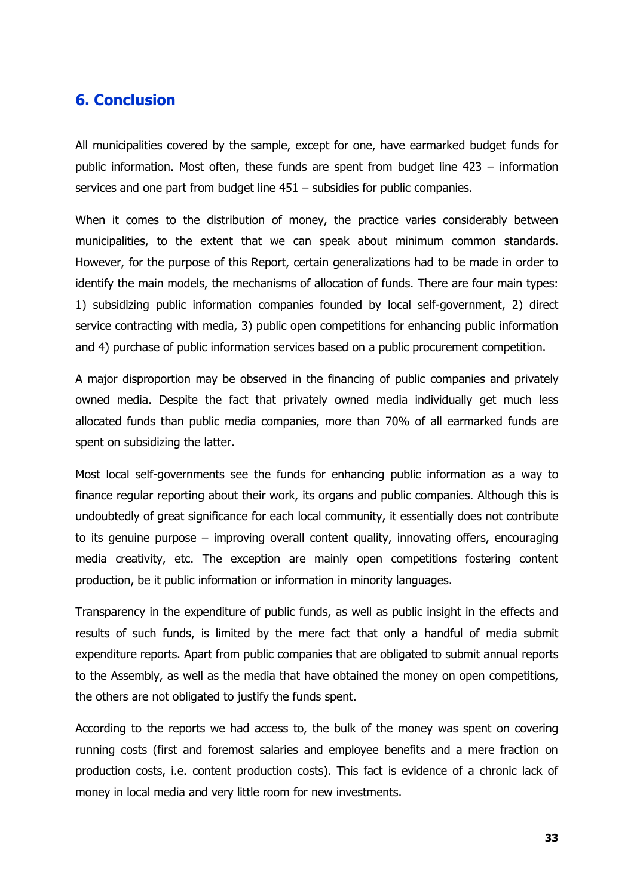## 6. Conclusion

All municipalities covered by the sample, except for one, have earmarked budget funds for public information. Most often, these funds are spent from budget line 423 – information services and one part from budget line 451 – subsidies for public companies.

When it comes to the distribution of money, the practice varies considerably between municipalities, to the extent that we can speak about minimum common standards. However, for the purpose of this Report, certain generalizations had to be made in order to identify the main models, the mechanisms of allocation of funds. There are four main types: 1) subsidizing public information companies founded by local self-government, 2) direct service contracting with media, 3) public open competitions for enhancing public information and 4) purchase of public information services based on a public procurement competition.

A major disproportion may be observed in the financing of public companies and privately owned media. Despite the fact that privately owned media individually get much less allocated funds than public media companies, more than 70% of all earmarked funds are spent on subsidizing the latter.

Most local self-governments see the funds for enhancing public information as a way to finance regular reporting about their work, its organs and public companies. Although this is undoubtedly of great significance for each local community, it essentially does not contribute to its genuine purpose – improving overall content quality, innovating offers, encouraging media creativity, etc. The exception are mainly open competitions fostering content production, be it public information or information in minority languages.

Transparency in the expenditure of public funds, as well as public insight in the effects and results of such funds, is limited by the mere fact that only a handful of media submit expenditure reports. Apart from public companies that are obligated to submit annual reports to the Assembly, as well as the media that have obtained the money on open competitions, the others are not obligated to justify the funds spent.

According to the reports we had access to, the bulk of the money was spent on covering running costs (first and foremost salaries and employee benefits and a mere fraction on production costs, i.e. content production costs). This fact is evidence of a chronic lack of money in local media and very little room for new investments.